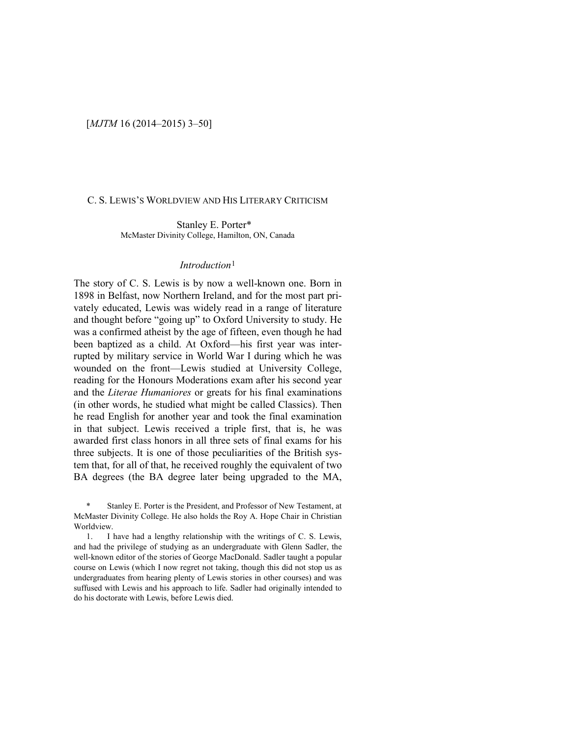# C. S. LEWIS'S WORLDVIEW AND HIS LITERARY CRITICISM

Stanley E. Porter*
McMaster Divinity College, Hamilton, ON, Canada

## *Introduction*[1]

The story of C. S. Lewis is by now a well-known one. Born in 1898 in Belfast, now Northern Ireland, and for the most part privately educated, Lewis was widely read in a range of literature and thought before "going up" to Oxford University to study. He was a confirmed atheist by the age of fifteen, even though he had been baptized as a child. At Oxford—his first year was interrupted by military service in World War I during which he was wounded on the front—Lewis studied at University College, reading for the Honours Moderations exam after his second year and the *Literae Humaniores* or greats for his final examinations (in other words, he studied what might be called Classics). Then he read English for another year and took the final examination in that subject. Lewis received a triple first, that is, he was awarded first class honors in all three sets of final exams for his three subjects. It is one of those peculiarities of the British system that, for all of that, he received roughly the equivalent of two BA degrees (the BA degree later being upgraded to the MA,

\* Stanley E. Porter is the President, and Professor of New Testament, at McMaster Divinity College. He also holds the Roy A. Hope Chair in Christian Worldview.

1. I have had a lengthy relationship with the writings of C. S. Lewis, and had the privilege of studying as an undergraduate with Glenn Sadler, the well-known editor of the stories of George MacDonald. Sadler taught a popular course on Lewis (which I now regret not taking, though this did not stop us as undergraduates from hearing plenty of Lewis stories in other courses) and was suffused with Lewis and his approach to life. Sadler had originally intended to do his doctorate with Lewis, before Lewis died.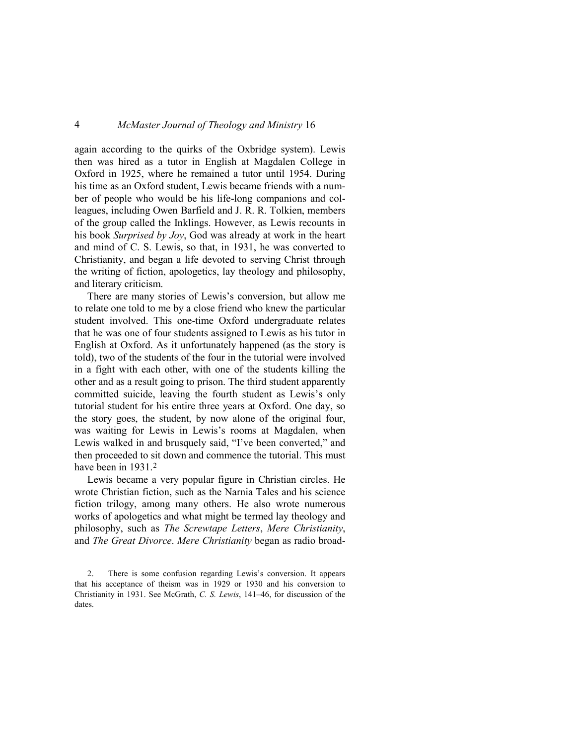again according to the quirks of the Oxbridge system). Lewis then was hired as a tutor in English at Magdalen College in Oxford in 1925, where he remained a tutor until 1954. During his time as an Oxford student, Lewis became friends with a number of people who would be his life-long companions and colleagues, including Owen Barfield and J. R. R. Tolkien, members of the group called the Inklings. However, as Lewis recounts in his book *Surprised by Joy*, God was already at work in the heart and mind of C. S. Lewis, so that, in 1931, he was converted to Christianity, and began a life devoted to serving Christ through the writing of fiction, apologetics, lay theology and philosophy, and literary criticism.

There are many stories of Lewis's conversion, but allow me to relate one told to me by a close friend who knew the particular student involved. This one-time Oxford undergraduate relates that he was one of four students assigned to Lewis as his tutor in English at Oxford. As it unfortunately happened (as the story is told), two of the students of the four in the tutorial were involved in a fight with each other, with one of the students killing the other and as a result going to prison. The third student apparently committed suicide, leaving the fourth student as Lewis's only tutorial student for his entire three years at Oxford. One day, so the story goes, the student, by now alone of the original four, was waiting for Lewis in Lewis's rooms at Magdalen, when Lewis walked in and brusquely said, "I've been converted," and then proceeded to sit down and commence the tutorial. This must have been in 1931.[2]

Lewis became a very popular figure in Christian circles. He wrote Christian fiction, such as the Narnia Tales and his science fiction trilogy, among many others. He also wrote numerous works of apologetics and what might be termed lay theology and philosophy, such as *The Screwtape Letters*, *Mere Christianity*, and *The Great Divorce*. *Mere Christianity* began as radio broad-

2. There is some confusion regarding Lewis's conversion. It appears that his acceptance of theism was in 1929 or 1930 and his conversion to Christianity in 1931. See McGrath, *C. S. Lewis*, 141–46, for discussion of the dates.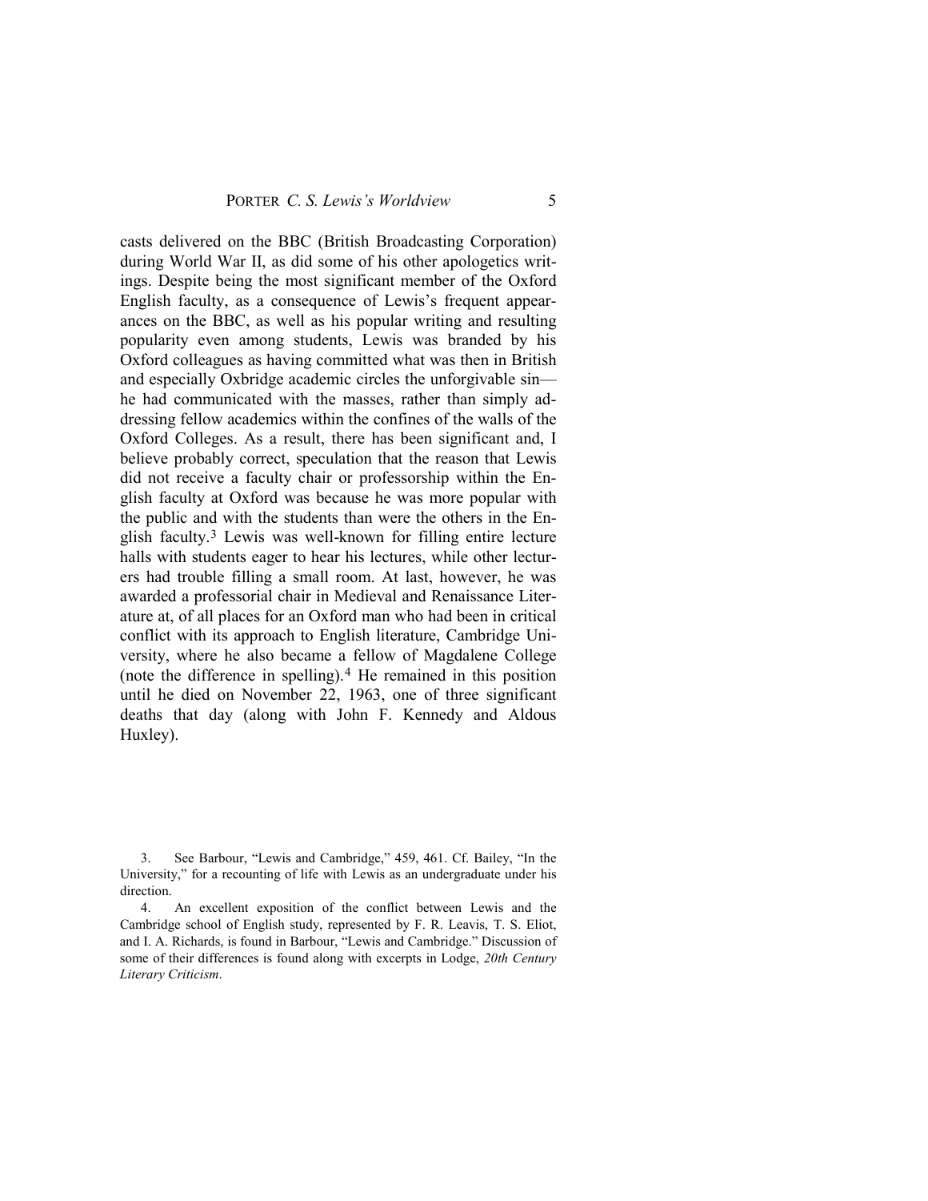casts delivered on the BBC (British Broadcasting Corporation) during World War II, as did some of his other apologetics writings. Despite being the most significant member of the Oxford English faculty, as a consequence of Lewis's frequent appearances on the BBC, as well as his popular writing and resulting popularity even among students, Lewis was branded by his Oxford colleagues as having committed what was then in British and especially Oxbridge academic circles the unforgivable sin—he had communicated with the masses, rather than simply addressing fellow academics within the confines of the walls of the Oxford Colleges. As a result, there has been significant and, I believe probably correct, speculation that the reason that Lewis did not receive a faculty chair or professorship within the English faculty at Oxford was because he was more popular with the public and with the students than were the others in the English faculty.[3] Lewis was well-known for filling entire lecture halls with students eager to hear his lectures, while other lecturers had trouble filling a small room. At last, however, he was awarded a professorial chair in Medieval and Renaissance Literature at, of all places for an Oxford man who had been in critical conflict with its approach to English literature, Cambridge University, where he also became a fellow of Magdalene College (note the difference in spelling).[4] He remained in this position until he died on November 22, 1963, one of three significant deaths that day (along with John F. Kennedy and Aldous Huxley).

---

3. See Barbour, "Lewis and Cambridge," 459, 461. Cf. Bailey, "In the University," for a recounting of life with Lewis as an undergraduate under his direction.

4. An excellent exposition of the conflict between Lewis and the Cambridge school of English study, represented by F. R. Leavis, T. S. Eliot, and I. A. Richards, is found in Barbour, "Lewis and Cambridge." Discussion of some of their differences is found along with excerpts in Lodge, *20th Century Literary Criticism*.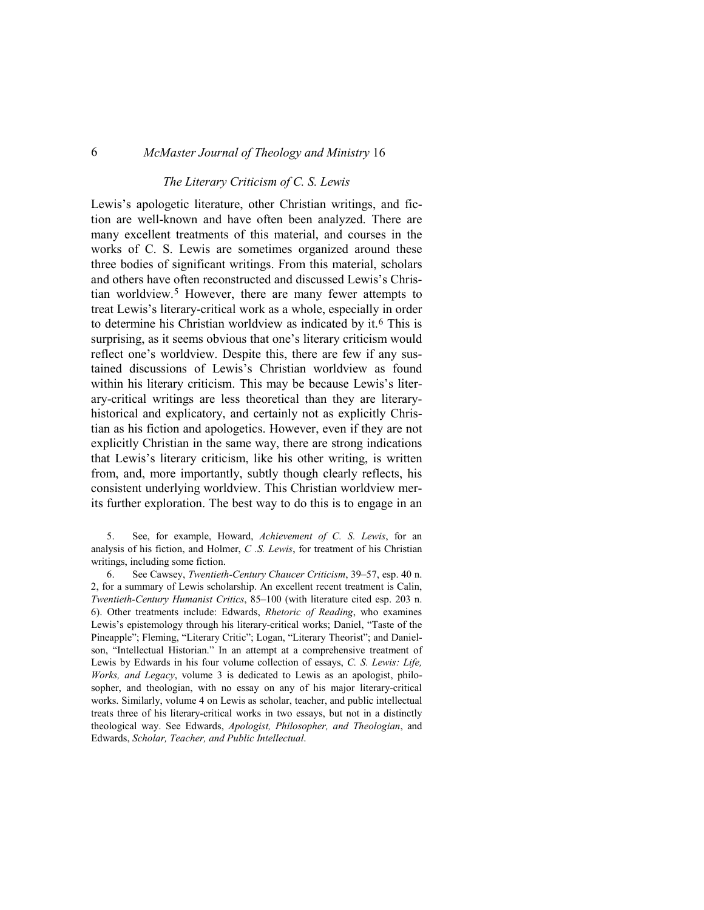## *The Literary Criticism of C. S. Lewis*

Lewis's apologetic literature, other Christian writings, and fiction are well-known and have often been analyzed. There are many excellent treatments of this material, and courses in the works of C. S. Lewis are sometimes organized around these three bodies of significant writings. From this material, scholars and others have often reconstructed and discussed Lewis's Christian worldview.[5] However, there are many fewer attempts to treat Lewis's literary-critical work as a whole, especially in order to determine his Christian worldview as indicated by it.[6] This is surprising, as it seems obvious that one's literary criticism would reflect one's worldview. Despite this, there are few if any sustained discussions of Lewis's Christian worldview as found within his literary criticism. This may be because Lewis's literary-critical writings are less theoretical than they are literary-historical and explicatory, and certainly not as explicitly Christian as his fiction and apologetics. However, even if they are not explicitly Christian in the same way, there are strong indications that Lewis's literary criticism, like his other writing, is written from, and, more importantly, subtly though clearly reflects, his consistent underlying worldview. This Christian worldview merits further exploration. The best way to do this is to engage in an

5. See, for example, Howard, *Achievement of C. S. Lewis*, for an analysis of his fiction, and Holmer, *C .S. Lewis*, for treatment of his Christian writings, including some fiction.

6. See Cawsey, *Twentieth-Century Chaucer Criticism*, 39–57, esp. 40 n. 2, for a summary of Lewis scholarship. An excellent recent treatment is Calin, *Twentieth-Century Humanist Critics*, 85–100 (with literature cited esp. 203 n. 6). Other treatments include: Edwards, *Rhetoric of Reading*, who examines Lewis's epistemology through his literary-critical works; Daniel, "Taste of the Pineapple"; Fleming, "Literary Critic"; Logan, "Literary Theorist"; and Danielson, "Intellectual Historian." In an attempt at a comprehensive treatment of Lewis by Edwards in his four volume collection of essays, *C. S. Lewis: Life, Works, and Legacy*, volume 3 is dedicated to Lewis as an apologist, philosopher, and theologian, with no essay on any of his major literary-critical works. Similarly, volume 4 on Lewis as scholar, teacher, and public intellectual treats three of his literary-critical works in two essays, but not in a distinctly theological way. See Edwards, *Apologist, Philosopher, and Theologian*, and Edwards, *Scholar, Teacher, and Public Intellectual*.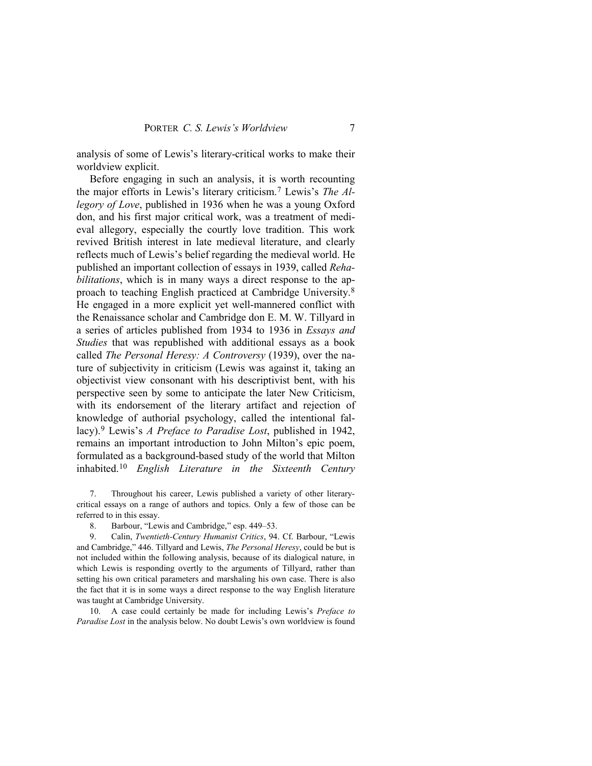analysis of some of Lewis's literary-critical works to make their worldview explicit.

Before engaging in such an analysis, it is worth recounting the major efforts in Lewis's literary criticism.[7] Lewis's *The Allegory of Love*, published in 1936 when he was a young Oxford don, and his first major critical work, was a treatment of medieval allegory, especially the courtly love tradition. This work revived British interest in late medieval literature, and clearly reflects much of Lewis's belief regarding the medieval world. He published an important collection of essays in 1939, called *Rehabilitations*, which is in many ways a direct response to the approach to teaching English practiced at Cambridge University.[8] He engaged in a more explicit yet well-mannered conflict with the Renaissance scholar and Cambridge don E. M. W. Tillyard in a series of articles published from 1934 to 1936 in *Essays and Studies* that was republished with additional essays as a book called *The Personal Heresy: A Controversy* (1939), over the nature of subjectivity in criticism (Lewis was against it, taking an objectivist view consonant with his descriptivist bent, with his perspective seen by some to anticipate the later New Criticism, with its endorsement of the literary artifact and rejection of knowledge of authorial psychology, called the intentional fallacy).[9] Lewis's *A Preface to Paradise Lost*, published in 1942, remains an important introduction to John Milton's epic poem, formulated as a background-based study of the world that Milton inhabited.[10] *English Literature in the Sixteenth Century*

7. Throughout his career, Lewis published a variety of other literary-critical essays on a range of authors and topics. Only a few of those can be referred to in this essay.

8. Barbour, "Lewis and Cambridge," esp. 449–53.

9. Calin, *Twentieth-Century Humanist Critics*, 94. Cf. Barbour, "Lewis and Cambridge," 446. Tillyard and Lewis, *The Personal Heresy*, could be but is not included within the following analysis, because of its dialogical nature, in which Lewis is responding overtly to the arguments of Tillyard, rather than setting his own critical parameters and marshaling his own case. There is also the fact that it is in some ways a direct response to the way English literature was taught at Cambridge University.

10. A case could certainly be made for including Lewis's *Preface to Paradise Lost* in the analysis below. No doubt Lewis's own worldview is found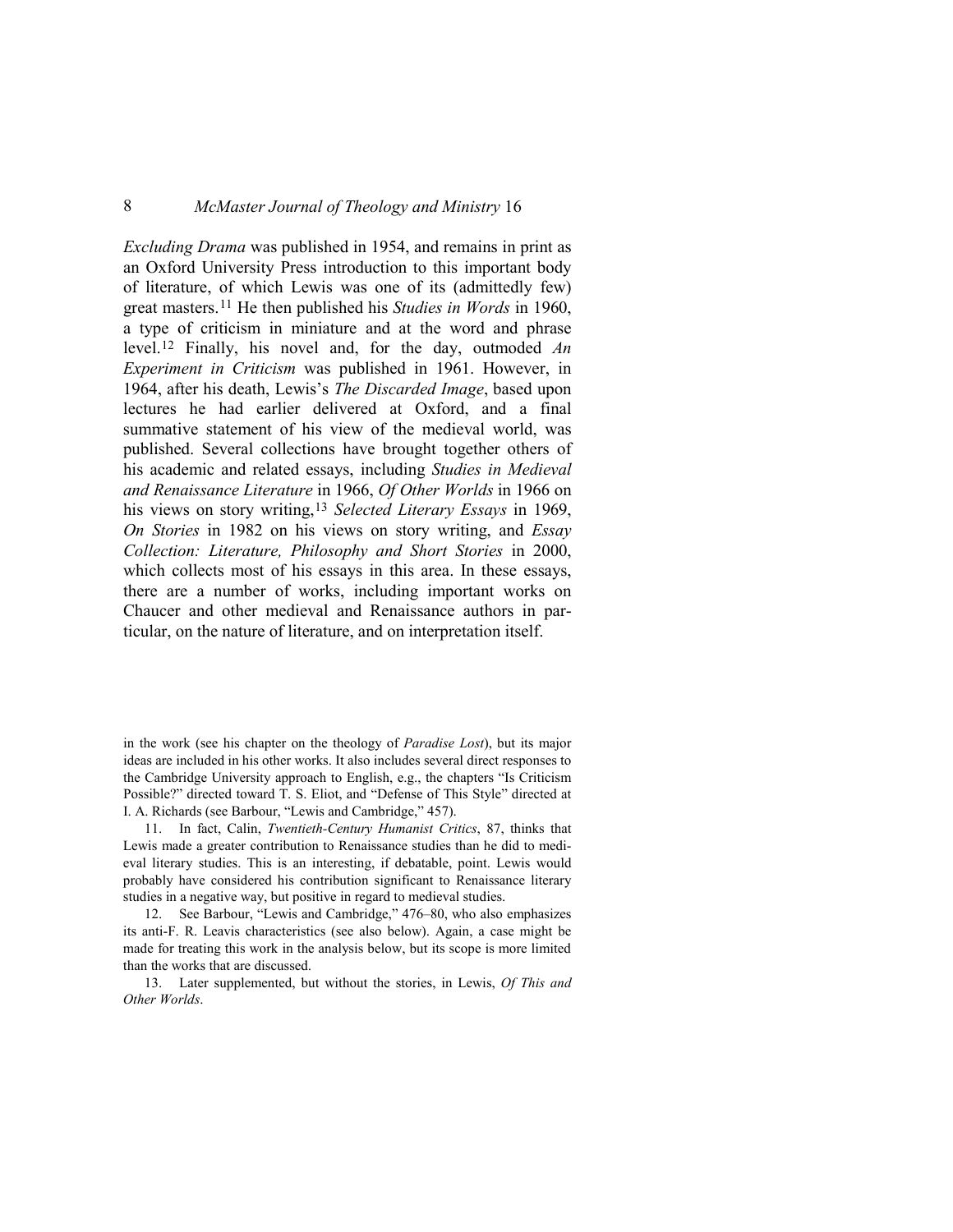*Excluding Drama* was published in 1954, and remains in print as an Oxford University Press introduction to this important body of literature, of which Lewis was one of its (admittedly few) great masters.[11] He then published his *Studies in Words* in 1960, a type of criticism in miniature and at the word and phrase level.[12] Finally, his novel and, for the day, outmoded *An Experiment in Criticism* was published in 1961. However, in 1964, after his death, Lewis's *The Discarded Image*, based upon lectures he had earlier delivered at Oxford, and a final summative statement of his view of the medieval world, was published. Several collections have brought together others of his academic and related essays, including *Studies in Medieval and Renaissance Literature* in 1966, *Of Other Worlds* in 1966 on his views on story writing,[13] *Selected Literary Essays* in 1969, *On Stories* in 1982 on his views on story writing, and *Essay Collection: Literature, Philosophy and Short Stories* in 2000, which collects most of his essays in this area. In these essays, there are a number of works, including important works on Chaucer and other medieval and Renaissance authors in particular, on the nature of literature, and on interpretation itself.

in the work (see his chapter on the theology of *Paradise Lost*), but its major ideas are included in his other works. It also includes several direct responses to the Cambridge University approach to English, e.g., the chapters "Is Criticism Possible?" directed toward T. S. Eliot, and "Defense of This Style" directed at I. A. Richards (see Barbour, "Lewis and Cambridge," 457).

11. In fact, Calin, *Twentieth-Century Humanist Critics*, 87, thinks that Lewis made a greater contribution to Renaissance studies than he did to medieval literary studies. This is an interesting, if debatable, point. Lewis would probably have considered his contribution significant to Renaissance literary studies in a negative way, but positive in regard to medieval studies.

12. See Barbour, "Lewis and Cambridge," 476–80, who also emphasizes its anti-F. R. Leavis characteristics (see also below). Again, a case might be made for treating this work in the analysis below, but its scope is more limited than the works that are discussed.

13. Later supplemented, but without the stories, in Lewis, *Of This and Other Worlds*.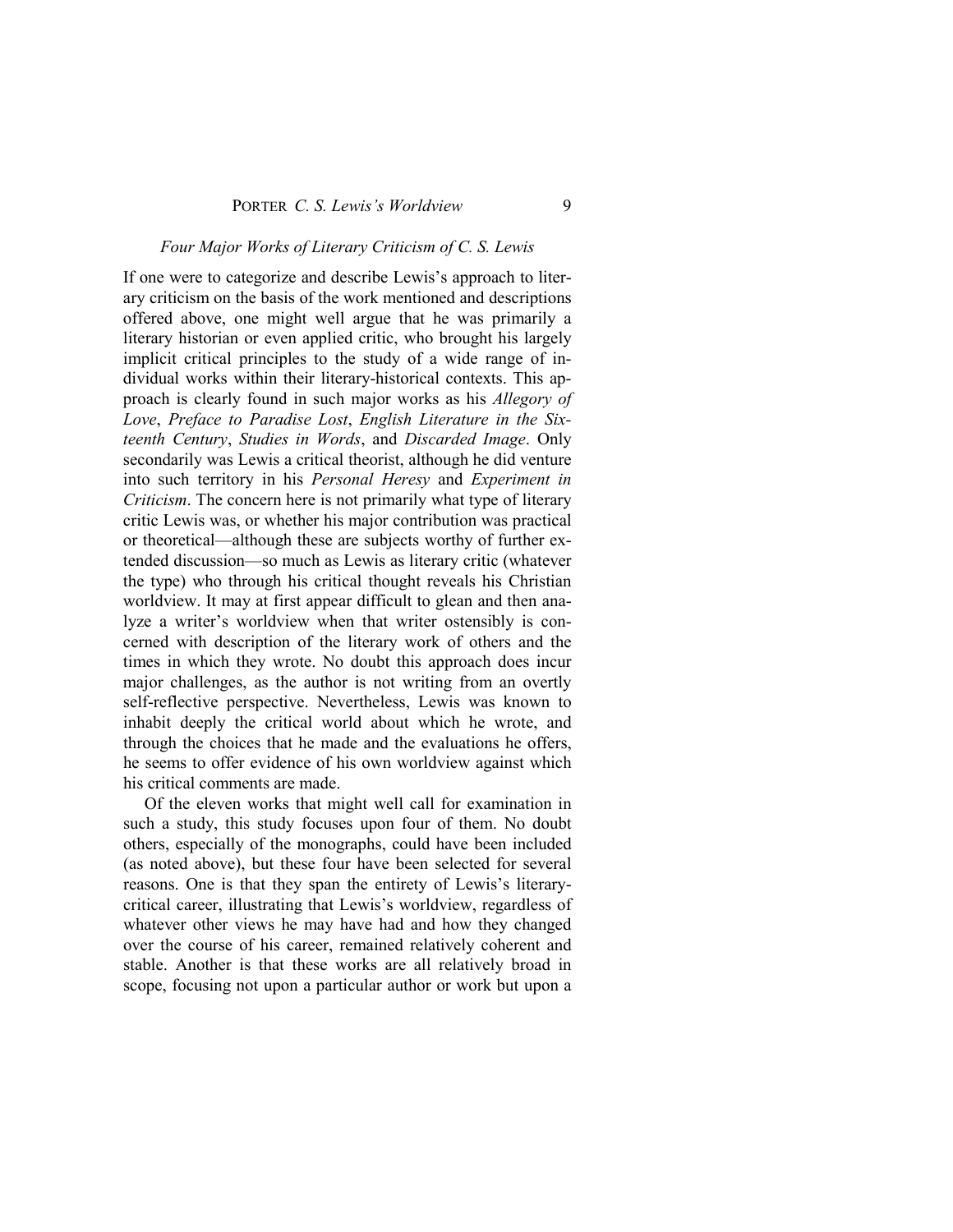### *Four Major Works of Literary Criticism of C. S. Lewis*

If one were to categorize and describe Lewis's approach to literary criticism on the basis of the work mentioned and descriptions offered above, one might well argue that he was primarily a literary historian or even applied critic, who brought his largely implicit critical principles to the study of a wide range of individual works within their literary-historical contexts. This approach is clearly found in such major works as his *Allegory of Love*, *Preface to Paradise Lost*, *English Literature in the Sixteenth Century*, *Studies in Words*, and *Discarded Image*. Only secondarily was Lewis a critical theorist, although he did venture into such territory in his *Personal Heresy* and *Experiment in Criticism*. The concern here is not primarily what type of literary critic Lewis was, or whether his major contribution was practical or theoretical—although these are subjects worthy of further extended discussion—so much as Lewis as literary critic (whatever the type) who through his critical thought reveals his Christian worldview. It may at first appear difficult to glean and then analyze a writer's worldview when that writer ostensibly is concerned with description of the literary work of others and the times in which they wrote. No doubt this approach does incur major challenges, as the author is not writing from an overtly self-reflective perspective. Nevertheless, Lewis was known to inhabit deeply the critical world about which he wrote, and through the choices that he made and the evaluations he offers, he seems to offer evidence of his own worldview against which his critical comments are made.

Of the eleven works that might well call for examination in such a study, this study focuses upon four of them. No doubt others, especially of the monographs, could have been included (as noted above), but these four have been selected for several reasons. One is that they span the entirety of Lewis's literary-critical career, illustrating that Lewis's worldview, regardless of whatever other views he may have had and how they changed over the course of his career, remained relatively coherent and stable. Another is that these works are all relatively broad in scope, focusing not upon a particular author or work but upon a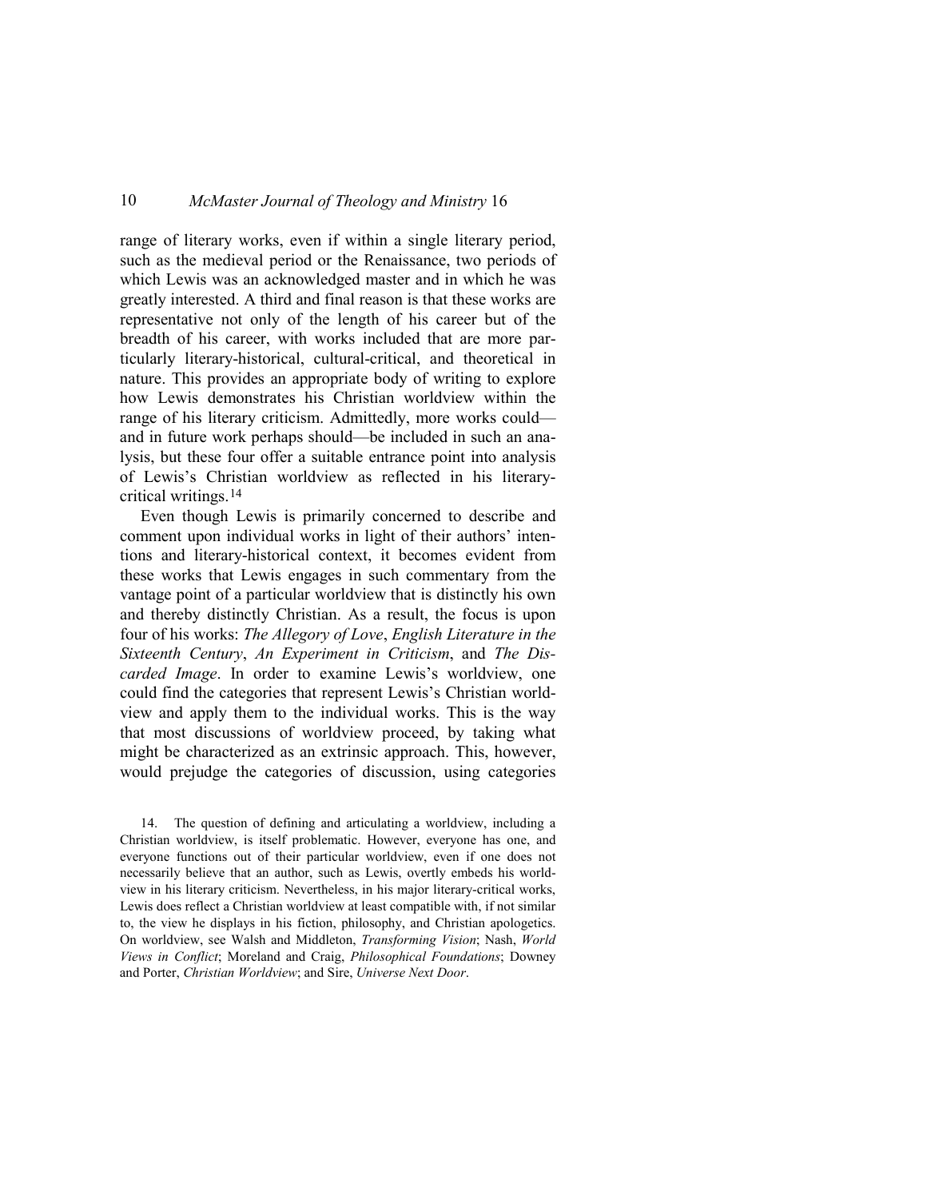range of literary works, even if within a single literary period, such as the medieval period or the Renaissance, two periods of which Lewis was an acknowledged master and in which he was greatly interested. A third and final reason is that these works are representative not only of the length of his career but of the breadth of his career, with works included that are more particularly literary-historical, cultural-critical, and theoretical in nature. This provides an appropriate body of writing to explore how Lewis demonstrates his Christian worldview within the range of his literary criticism. Admittedly, more works could—and in future work perhaps should—be included in such an analysis, but these four offer a suitable entrance point into analysis of Lewis's Christian worldview as reflected in his literary-critical writings.[14]

Even though Lewis is primarily concerned to describe and comment upon individual works in light of their authors' intentions and literary-historical context, it becomes evident from these works that Lewis engages in such commentary from the vantage point of a particular worldview that is distinctly his own and thereby distinctly Christian. As a result, the focus is upon four of his works: *The Allegory of Love*, *English Literature in the Sixteenth Century*, *An Experiment in Criticism*, and *The Discarded Image*. In order to examine Lewis's worldview, one could find the categories that represent Lewis's Christian worldview and apply them to the individual works. This is the way that most discussions of worldview proceed, by taking what might be characterized as an extrinsic approach. This, however, would prejudge the categories of discussion, using categories

14. The question of defining and articulating a worldview, including a Christian worldview, is itself problematic. However, everyone has one, and everyone functions out of their particular worldview, even if one does not necessarily believe that an author, such as Lewis, overtly embeds his worldview in his literary criticism. Nevertheless, in his major literary-critical works, Lewis does reflect a Christian worldview at least compatible with, if not similar to, the view he displays in his fiction, philosophy, and Christian apologetics. On worldview, see Walsh and Middleton, *Transforming Vision*; Nash, *World Views in Conflict*; Moreland and Craig, *Philosophical Foundations*; Downey and Porter, *Christian Worldview*; and Sire, *Universe Next Door*.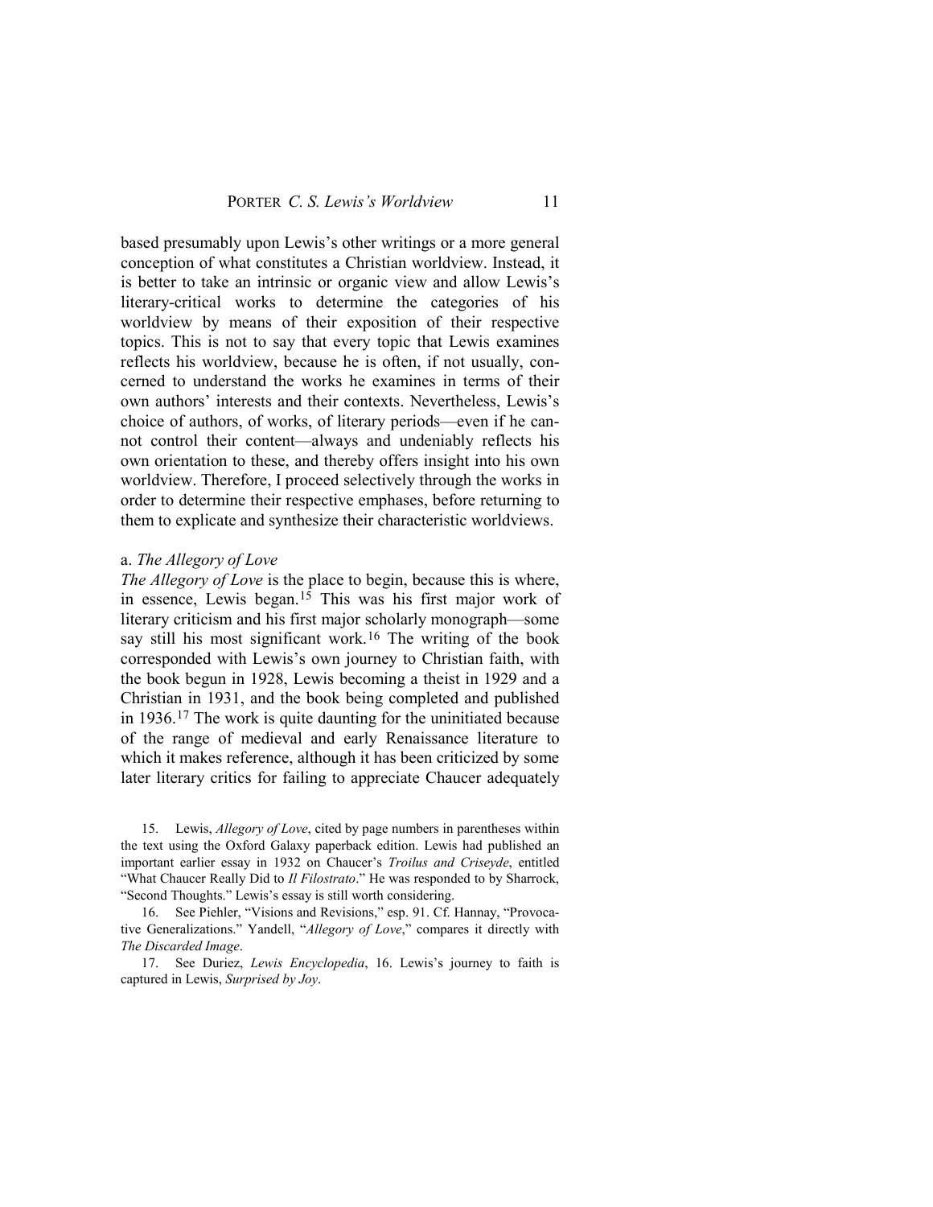based presumably upon Lewis's other writings or a more general conception of what constitutes a Christian worldview. Instead, it is better to take an intrinsic or organic view and allow Lewis's literary-critical works to determine the categories of his worldview by means of their exposition of their respective topics. This is not to say that every topic that Lewis examines reflects his worldview, because he is often, if not usually, concerned to understand the works he examines in terms of their own authors' interests and their contexts. Nevertheless, Lewis's choice of authors, of works, of literary periods—even if he cannot control their content—always and undeniably reflects his own orientation to these, and thereby offers insight into his own worldview. Therefore, I proceed selectively through the works in order to determine their respective emphases, before returning to them to explicate and synthesize their characteristic worldviews.

a. *The Allegory of Love*

*The Allegory of Love* is the place to begin, because this is where, in essence, Lewis began.[15] This was his first major work of literary criticism and his first major scholarly monograph—some say still his most significant work.[16] The writing of the book corresponded with Lewis's own journey to Christian faith, with the book begun in 1928, Lewis becoming a theist in 1929 and a Christian in 1931, and the book being completed and published in 1936.[17] The work is quite daunting for the uninitiated because of the range of medieval and early Renaissance literature to which it makes reference, although it has been criticized by some later literary critics for failing to appreciate Chaucer adequately

15. Lewis, *Allegory of Love*, cited by page numbers in parentheses within the text using the Oxford Galaxy paperback edition. Lewis had published an important earlier essay in 1932 on Chaucer's *Troilus and Criseyde*, entitled "What Chaucer Really Did to *Il Filostrato*." He was responded to by Sharrock, "Second Thoughts." Lewis's essay is still worth considering.

16. See Piehler, "Visions and Revisions," esp. 91. Cf. Hannay, "Provocative Generalizations." Yandell, "*Allegory of Love*," compares it directly with *The Discarded Image*.

17. See Duriez, *Lewis Encyclopedia*, 16. Lewis's journey to faith is captured in Lewis, *Surprised by Joy*.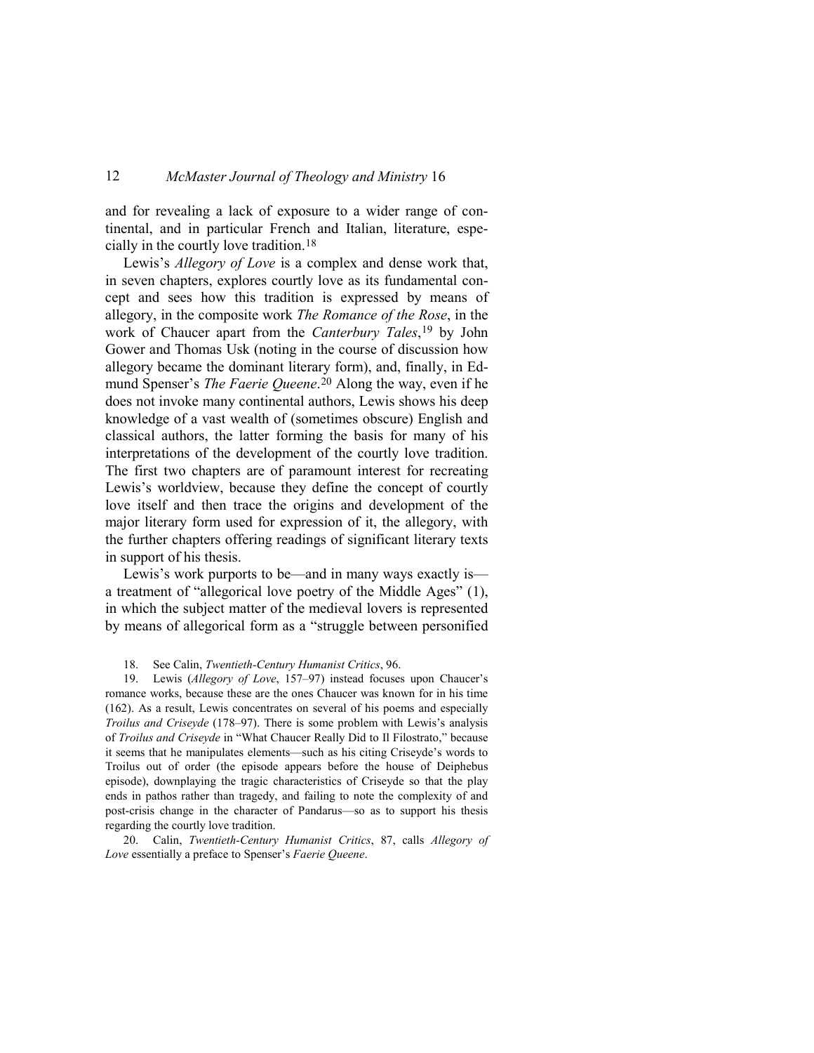and for revealing a lack of exposure to a wider range of continental, and in particular French and Italian, literature, especially in the courtly love tradition.[18]

Lewis's *Allegory of Love* is a complex and dense work that, in seven chapters, explores courtly love as its fundamental concept and sees how this tradition is expressed by means of allegory, in the composite work *The Romance of the Rose*, in the work of Chaucer apart from the *Canterbury Tales*,[19] by John Gower and Thomas Usk (noting in the course of discussion how allegory became the dominant literary form), and, finally, in Edmund Spenser's *The Faerie Queene*.[20] Along the way, even if he does not invoke many continental authors, Lewis shows his deep knowledge of a vast wealth of (sometimes obscure) English and classical authors, the latter forming the basis for many of his interpretations of the development of the courtly love tradition. The first two chapters are of paramount interest for recreating Lewis's worldview, because they define the concept of courtly love itself and then trace the origins and development of the major literary form used for expression of it, the allegory, with the further chapters offering readings of significant literary texts in support of his thesis.

Lewis's work purports to be—and in many ways exactly is—a treatment of "allegorical love poetry of the Middle Ages" (1), in which the subject matter of the medieval lovers is represented by means of allegorical form as a "struggle between personified

18. See Calin, *Twentieth-Century Humanist Critics*, 96.

19. Lewis (*Allegory of Love*, 157–97) instead focuses upon Chaucer's romance works, because these are the ones Chaucer was known for in his time (162). As a result, Lewis concentrates on several of his poems and especially *Troilus and Criseyde* (178–97). There is some problem with Lewis's analysis of *Troilus and Criseyde* in "What Chaucer Really Did to Il Filostrato," because it seems that he manipulates elements—such as his citing Criseyde's words to Troilus out of order (the episode appears before the house of Deiphebus episode), downplaying the tragic characteristics of Criseyde so that the play ends in pathos rather than tragedy, and failing to note the complexity of and post-crisis change in the character of Pandarus—so as to support his thesis regarding the courtly love tradition.

20. Calin, *Twentieth-Century Humanist Critics*, 87, calls *Allegory of Love* essentially a preface to Spenser's *Faerie Queene*.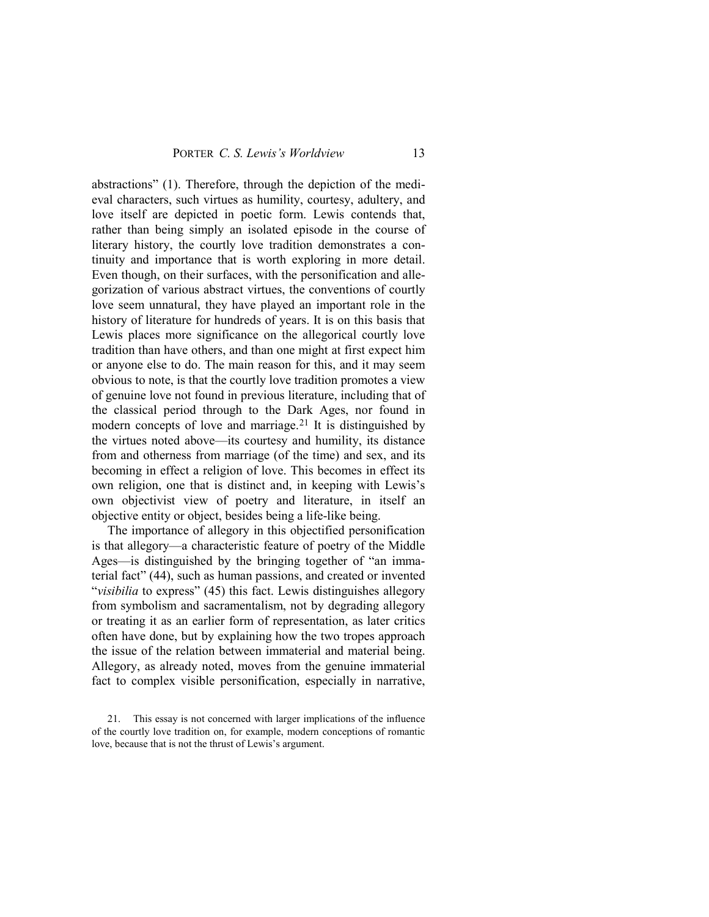abstractions" (1). Therefore, through the depiction of the medieval characters, such virtues as humility, courtesy, adultery, and love itself are depicted in poetic form. Lewis contends that, rather than being simply an isolated episode in the course of literary history, the courtly love tradition demonstrates a continuity and importance that is worth exploring in more detail. Even though, on their surfaces, with the personification and allegorization of various abstract virtues, the conventions of courtly love seem unnatural, they have played an important role in the history of literature for hundreds of years. It is on this basis that Lewis places more significance on the allegorical courtly love tradition than have others, and than one might at first expect him or anyone else to do. The main reason for this, and it may seem obvious to note, is that the courtly love tradition promotes a view of genuine love not found in previous literature, including that of the classical period through to the Dark Ages, nor found in modern concepts of love and marriage.[21] It is distinguished by the virtues noted above—its courtesy and humility, its distance from and otherness from marriage (of the time) and sex, and its becoming in effect a religion of love. This becomes in effect its own religion, one that is distinct and, in keeping with Lewis's own objectivist view of poetry and literature, in itself an objective entity or object, besides being a life-like being.

The importance of allegory in this objectified personification is that allegory—a characteristic feature of poetry of the Middle Ages—is distinguished by the bringing together of "an immaterial fact" (44), such as human passions, and created or invented "*visibilia* to express" (45) this fact. Lewis distinguishes allegory from symbolism and sacramentalism, not by degrading allegory or treating it as an earlier form of representation, as later critics often have done, but by explaining how the two tropes approach the issue of the relation between immaterial and material being. Allegory, as already noted, moves from the genuine immaterial fact to complex visible personification, especially in narrative,

21. This essay is not concerned with larger implications of the influence of the courtly love tradition on, for example, modern conceptions of romantic love, because that is not the thrust of Lewis's argument.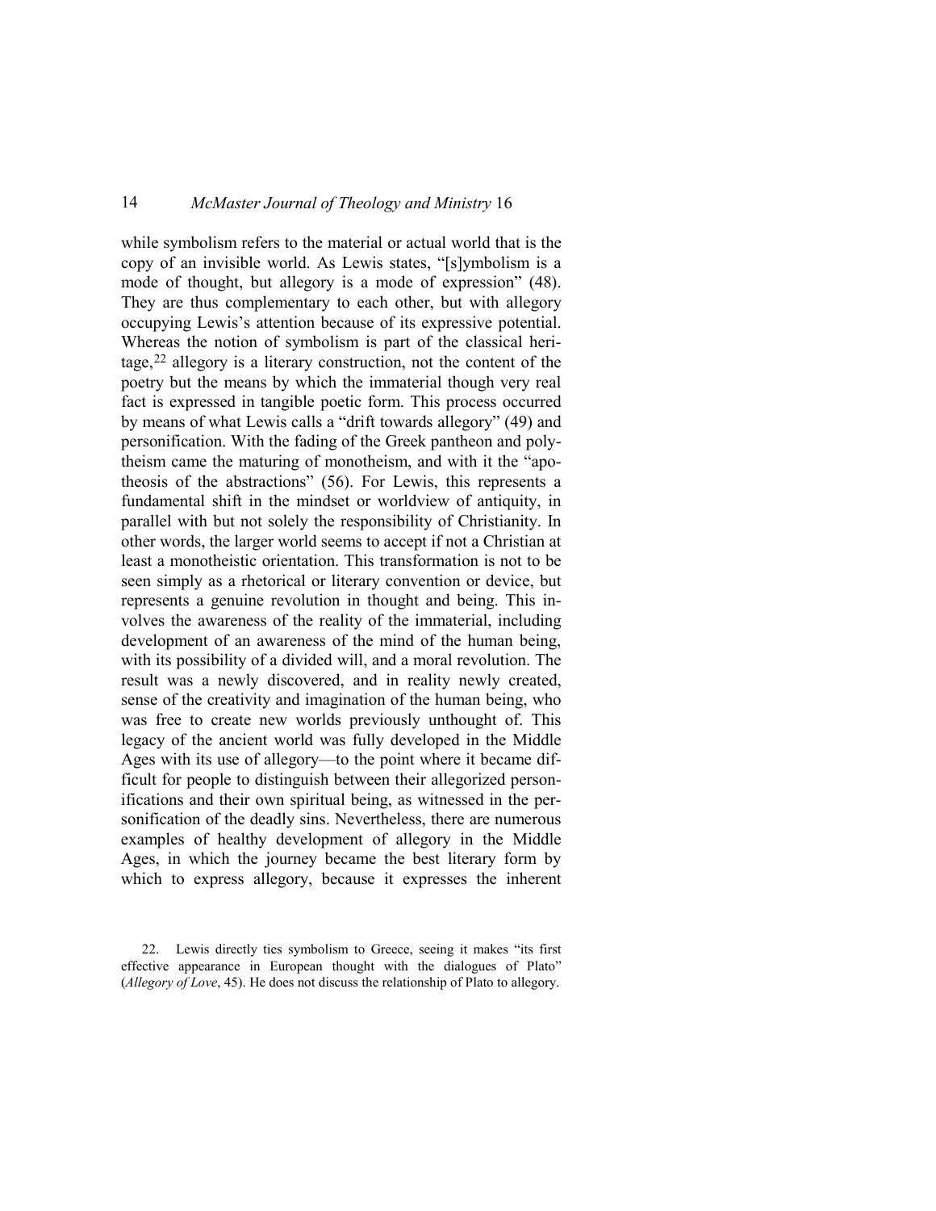while symbolism refers to the material or actual world that is the copy of an invisible world. As Lewis states, "[s]ymbolism is a mode of thought, but allegory is a mode of expression" (48). They are thus complementary to each other, but with allegory occupying Lewis's attention because of its expressive potential. Whereas the notion of symbolism is part of the classical heritage,[22] allegory is a literary construction, not the content of the poetry but the means by which the immaterial though very real fact is expressed in tangible poetic form. This process occurred by means of what Lewis calls a "drift towards allegory" (49) and personification. With the fading of the Greek pantheon and polytheism came the maturing of monotheism, and with it the "apotheosis of the abstractions" (56). For Lewis, this represents a fundamental shift in the mindset or worldview of antiquity, in parallel with but not solely the responsibility of Christianity. In other words, the larger world seems to accept if not a Christian at least a monotheistic orientation. This transformation is not to be seen simply as a rhetorical or literary convention or device, but represents a genuine revolution in thought and being. This involves the awareness of the reality of the immaterial, including development of an awareness of the mind of the human being, with its possibility of a divided will, and a moral revolution. The result was a newly discovered, and in reality newly created, sense of the creativity and imagination of the human being, who was free to create new worlds previously unthought of. This legacy of the ancient world was fully developed in the Middle Ages with its use of allegory—to the point where it became difficult for people to distinguish between their allegorized personifications and their own spiritual being, as witnessed in the personification of the deadly sins. Nevertheless, there are numerous examples of healthy development of allegory in the Middle Ages, in which the journey became the best literary form by which to express allegory, because it expresses the inherent

22. Lewis directly ties symbolism to Greece, seeing it makes "its first effective appearance in European thought with the dialogues of Plato" (*Allegory of Love*, 45). He does not discuss the relationship of Plato to allegory.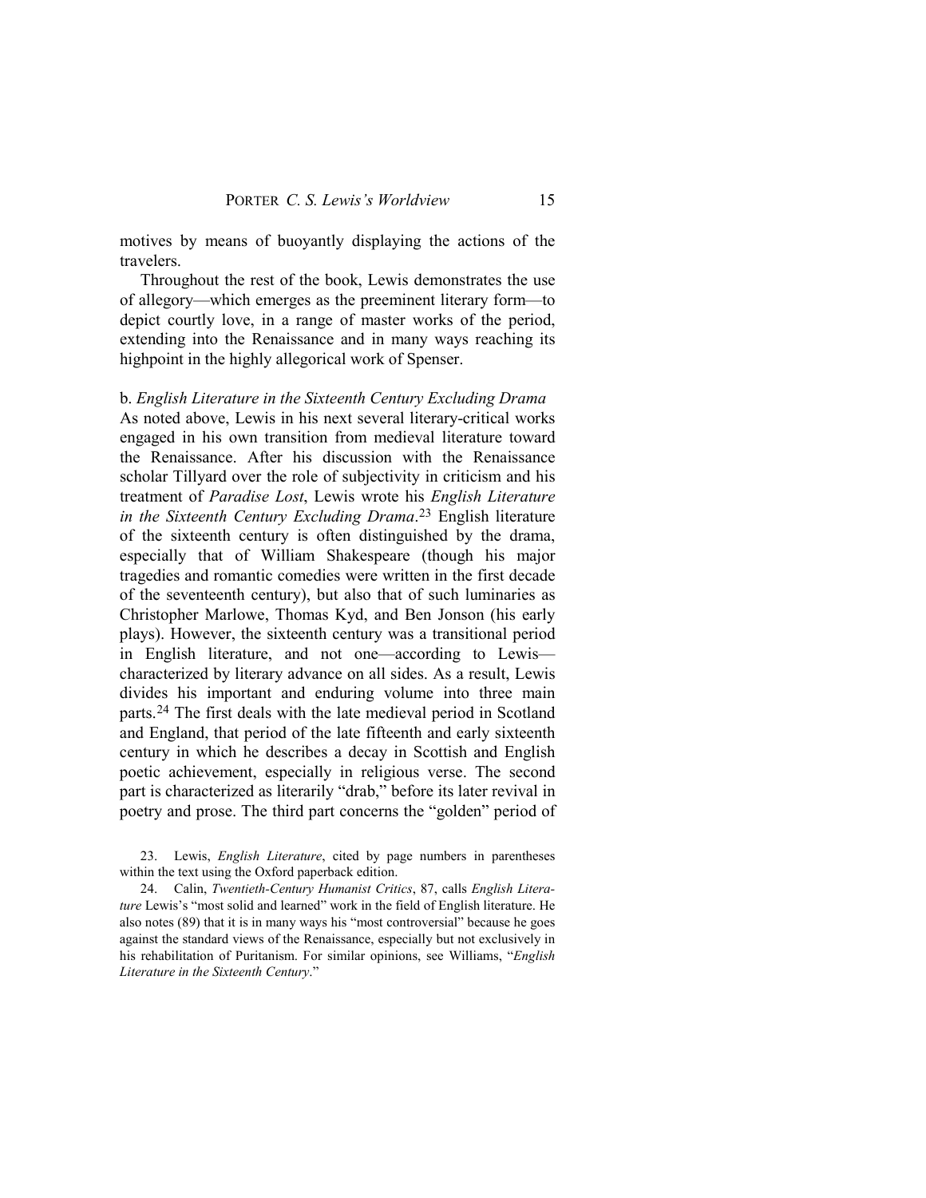motives by means of buoyantly displaying the actions of the travelers.

Throughout the rest of the book, Lewis demonstrates the use of allegory—which emerges as the preeminent literary form—to depict courtly love, in a range of master works of the period, extending into the Renaissance and in many ways reaching its highpoint in the highly allegorical work of Spenser.

b. *English Literature in the Sixteenth Century Excluding Drama*

As noted above, Lewis in his next several literary-critical works engaged in his own transition from medieval literature toward the Renaissance. After his discussion with the Renaissance scholar Tillyard over the role of subjectivity in criticism and his treatment of *Paradise Lost*, Lewis wrote his *English Literature in the Sixteenth Century Excluding Drama*.[23] English literature of the sixteenth century is often distinguished by the drama, especially that of William Shakespeare (though his major tragedies and romantic comedies were written in the first decade of the seventeenth century), but also that of such luminaries as Christopher Marlowe, Thomas Kyd, and Ben Jonson (his early plays). However, the sixteenth century was a transitional period in English literature, and not one—according to Lewis—characterized by literary advance on all sides. As a result, Lewis divides his important and enduring volume into three main parts.[24] The first deals with the late medieval period in Scotland and England, that period of the late fifteenth and early sixteenth century in which he describes a decay in Scottish and English poetic achievement, especially in religious verse. The second part is characterized as literarily "drab," before its later revival in poetry and prose. The third part concerns the "golden" period of

23. Lewis, *English Literature*, cited by page numbers in parentheses within the text using the Oxford paperback edition.

24. Calin, *Twentieth-Century Humanist Critics*, 87, calls *English Literature* Lewis's "most solid and learned" work in the field of English literature. He also notes (89) that it is in many ways his "most controversial" because he goes against the standard views of the Renaissance, especially but not exclusively in his rehabilitation of Puritanism. For similar opinions, see Williams, "*English Literature in the Sixteenth Century*."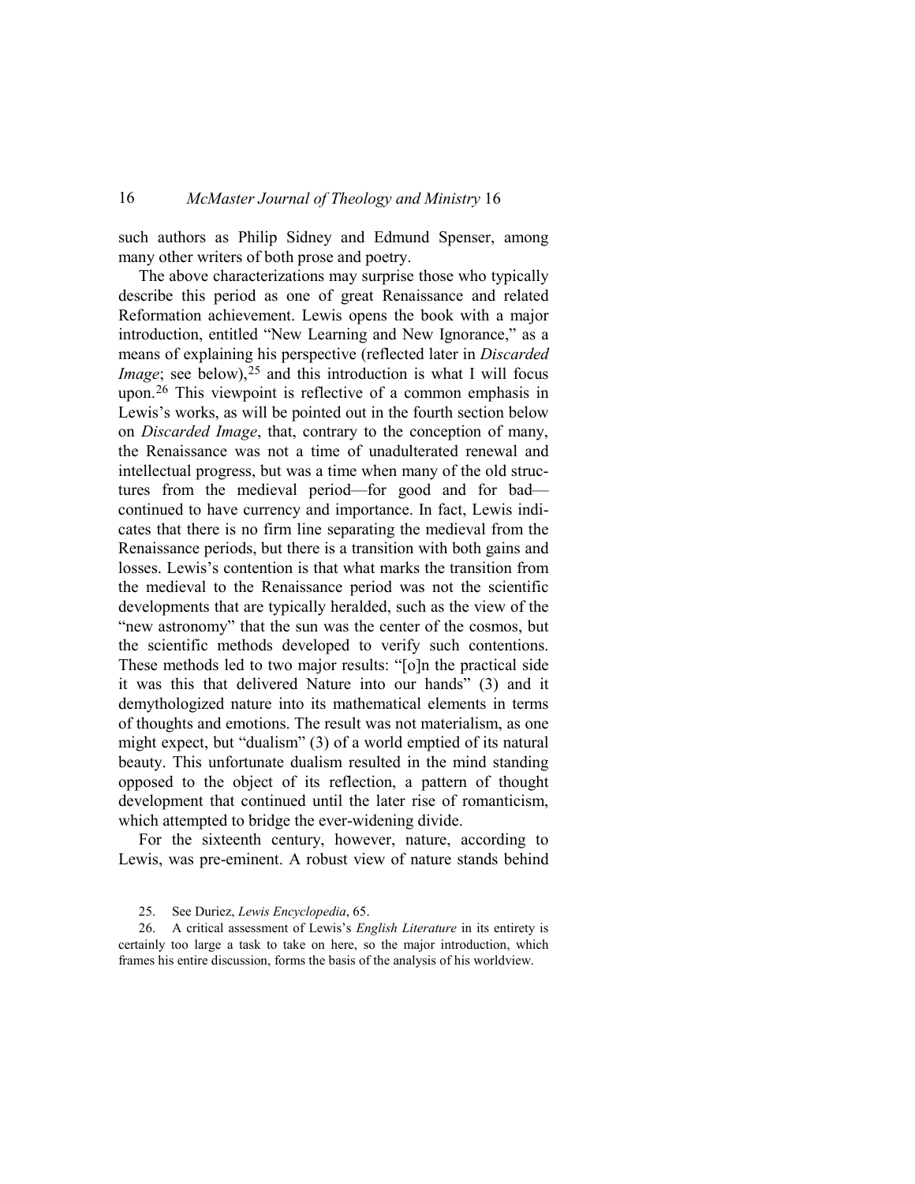such authors as Philip Sidney and Edmund Spenser, among many other writers of both prose and poetry.

The above characterizations may surprise those who typically describe this period as one of great Renaissance and related Reformation achievement. Lewis opens the book with a major introduction, entitled "New Learning and New Ignorance," as a means of explaining his perspective (reflected later in *Discarded Image*; see below),[25] and this introduction is what I will focus upon.[26] This viewpoint is reflective of a common emphasis in Lewis's works, as will be pointed out in the fourth section below on *Discarded Image*, that, contrary to the conception of many, the Renaissance was not a time of unadulterated renewal and intellectual progress, but was a time when many of the old structures from the medieval period—for good and for bad—continued to have currency and importance. In fact, Lewis indicates that there is no firm line separating the medieval from the Renaissance periods, but there is a transition with both gains and losses. Lewis's contention is that what marks the transition from the medieval to the Renaissance period was not the scientific developments that are typically heralded, such as the view of the "new astronomy" that the sun was the center of the cosmos, but the scientific methods developed to verify such contentions. These methods led to two major results: "[o]n the practical side it was this that delivered Nature into our hands" (3) and it demythologized nature into its mathematical elements in terms of thoughts and emotions. The result was not materialism, as one might expect, but "dualism" (3) of a world emptied of its natural beauty. This unfortunate dualism resulted in the mind standing opposed to the object of its reflection, a pattern of thought development that continued until the later rise of romanticism, which attempted to bridge the ever-widening divide.

For the sixteenth century, however, nature, according to Lewis, was pre-eminent. A robust view of nature stands behind

25. See Duriez, *Lewis Encyclopedia*, 65.

26. A critical assessment of Lewis's *English Literature* in its entirety is certainly too large a task to take on here, so the major introduction, which frames his entire discussion, forms the basis of the analysis of his worldview.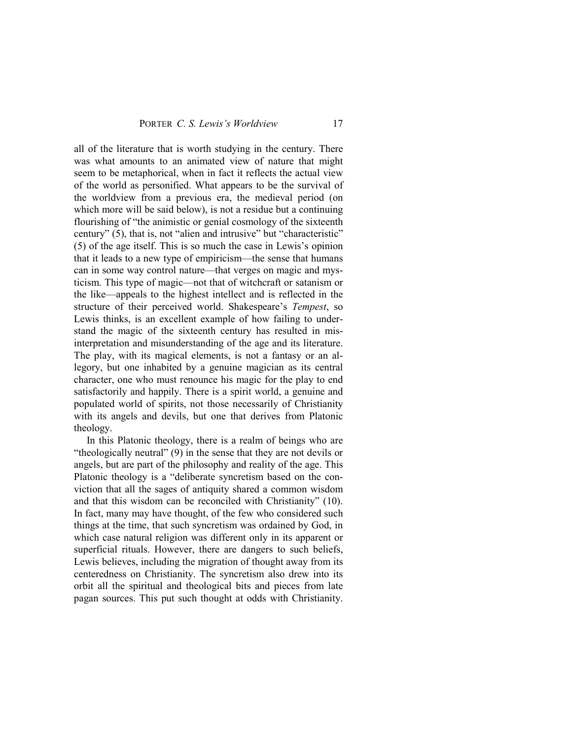all of the literature that is worth studying in the century. There was what amounts to an animated view of nature that might seem to be metaphorical, when in fact it reflects the actual view of the world as personified. What appears to be the survival of the worldview from a previous era, the medieval period (on which more will be said below), is not a residue but a continuing flourishing of "the animistic or genial cosmology of the sixteenth century" (5), that is, not "alien and intrusive" but "characteristic" (5) of the age itself. This is so much the case in Lewis's opinion that it leads to a new type of empiricism—the sense that humans can in some way control nature—that verges on magic and mysticism. This type of magic—not that of witchcraft or satanism or the like—appeals to the highest intellect and is reflected in the structure of their perceived world. Shakespeare's *Tempest*, so Lewis thinks, is an excellent example of how failing to understand the magic of the sixteenth century has resulted in misinterpretation and misunderstanding of the age and its literature. The play, with its magical elements, is not a fantasy or an allegory, but one inhabited by a genuine magician as its central character, one who must renounce his magic for the play to end satisfactorily and happily. There is a spirit world, a genuine and populated world of spirits, not those necessarily of Christianity with its angels and devils, but one that derives from Platonic theology.

In this Platonic theology, there is a realm of beings who are "theologically neutral" (9) in the sense that they are not devils or angels, but are part of the philosophy and reality of the age. This Platonic theology is a "deliberate syncretism based on the conviction that all the sages of antiquity shared a common wisdom and that this wisdom can be reconciled with Christianity" (10). In fact, many may have thought, of the few who considered such things at the time, that such syncretism was ordained by God, in which case natural religion was different only in its apparent or superficial rituals. However, there are dangers to such beliefs, Lewis believes, including the migration of thought away from its centeredness on Christianity. The syncretism also drew into its orbit all the spiritual and theological bits and pieces from late pagan sources. This put such thought at odds with Christianity.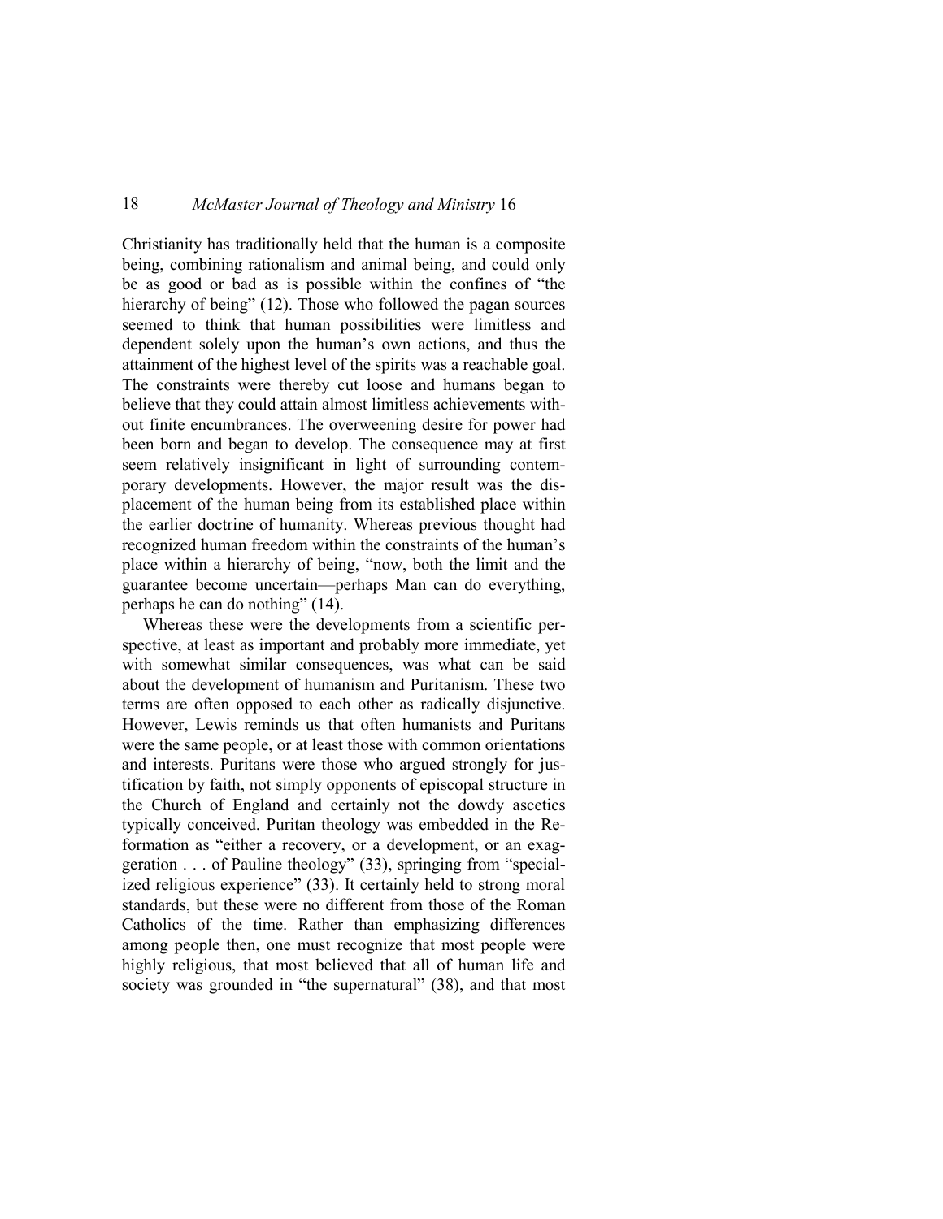Christianity has traditionally held that the human is a composite being, combining rationalism and animal being, and could only be as good or bad as is possible within the confines of "the hierarchy of being" (12). Those who followed the pagan sources seemed to think that human possibilities were limitless and dependent solely upon the human's own actions, and thus the attainment of the highest level of the spirits was a reachable goal. The constraints were thereby cut loose and humans began to believe that they could attain almost limitless achievements without finite encumbrances. The overweening desire for power had been born and began to develop. The consequence may at first seem relatively insignificant in light of surrounding contemporary developments. However, the major result was the displacement of the human being from its established place within the earlier doctrine of humanity. Whereas previous thought had recognized human freedom within the constraints of the human's place within a hierarchy of being, "now, both the limit and the guarantee become uncertain—perhaps Man can do everything, perhaps he can do nothing" (14).

Whereas these were the developments from a scientific perspective, at least as important and probably more immediate, yet with somewhat similar consequences, was what can be said about the development of humanism and Puritanism. These two terms are often opposed to each other as radically disjunctive. However, Lewis reminds us that often humanists and Puritans were the same people, or at least those with common orientations and interests. Puritans were those who argued strongly for justification by faith, not simply opponents of episcopal structure in the Church of England and certainly not the dowdy ascetics typically conceived. Puritan theology was embedded in the Reformation as "either a recovery, or a development, or an exaggeration . . . of Pauline theology" (33), springing from "specialized religious experience" (33). It certainly held to strong moral standards, but these were no different from those of the Roman Catholics of the time. Rather than emphasizing differences among people then, one must recognize that most people were highly religious, that most believed that all of human life and society was grounded in "the supernatural" (38), and that most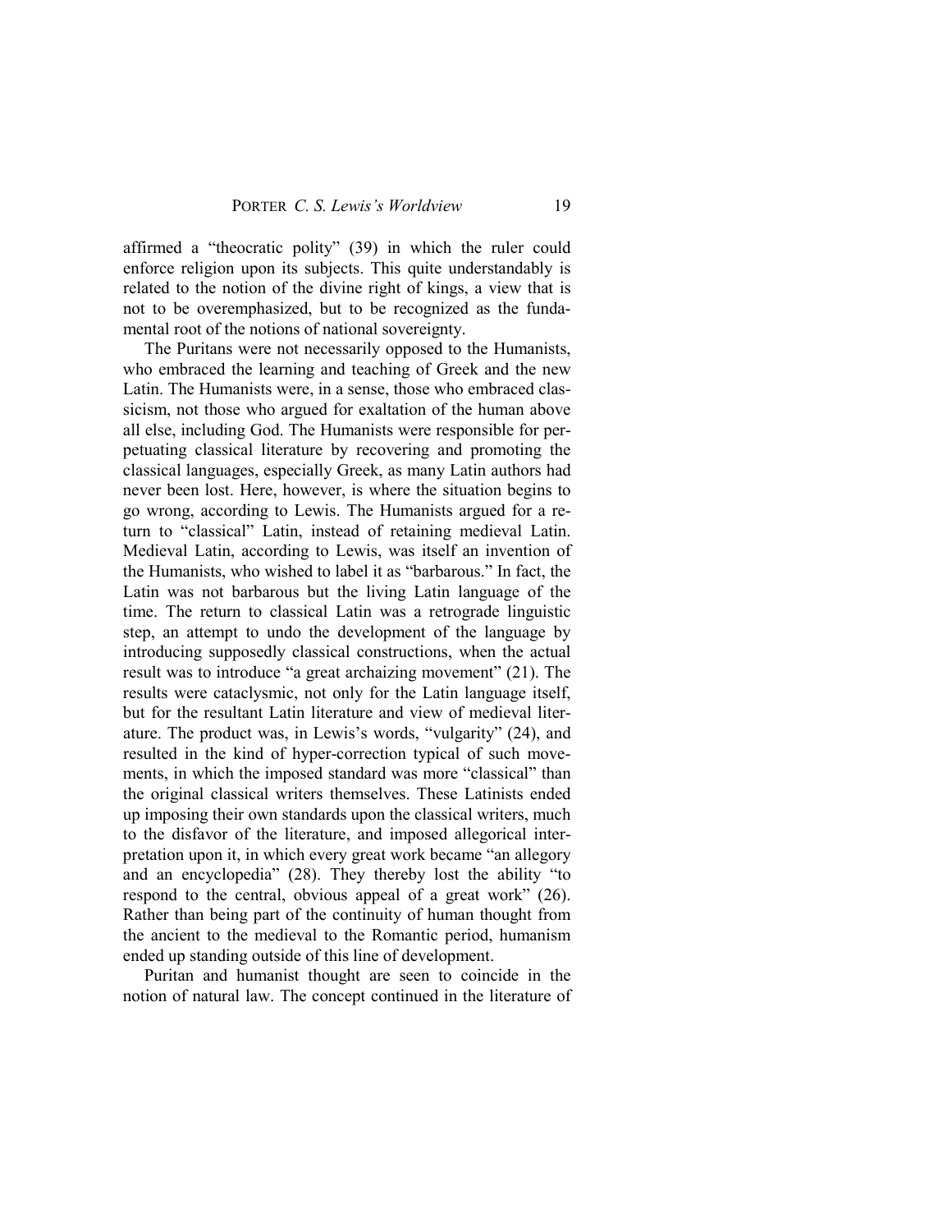affirmed a "theocratic polity" (39) in which the ruler could enforce religion upon its subjects. This quite understandably is related to the notion of the divine right of kings, a view that is not to be overemphasized, but to be recognized as the fundamental root of the notions of national sovereignty.

The Puritans were not necessarily opposed to the Humanists, who embraced the learning and teaching of Greek and the new Latin. The Humanists were, in a sense, those who embraced classicism, not those who argued for exaltation of the human above all else, including God. The Humanists were responsible for perpetuating classical literature by recovering and promoting the classical languages, especially Greek, as many Latin authors had never been lost. Here, however, is where the situation begins to go wrong, according to Lewis. The Humanists argued for a return to "classical" Latin, instead of retaining medieval Latin. Medieval Latin, according to Lewis, was itself an invention of the Humanists, who wished to label it as "barbarous." In fact, the Latin was not barbarous but the living Latin language of the time. The return to classical Latin was a retrograde linguistic step, an attempt to undo the development of the language by introducing supposedly classical constructions, when the actual result was to introduce "a great archaizing movement" (21). The results were cataclysmic, not only for the Latin language itself, but for the resultant Latin literature and view of medieval literature. The product was, in Lewis's words, "vulgarity" (24), and resulted in the kind of hyper-correction typical of such movements, in which the imposed standard was more "classical" than the original classical writers themselves. These Latinists ended up imposing their own standards upon the classical writers, much to the disfavor of the literature, and imposed allegorical interpretation upon it, in which every great work became "an allegory and an encyclopedia" (28). They thereby lost the ability "to respond to the central, obvious appeal of a great work" (26). Rather than being part of the continuity of human thought from the ancient to the medieval to the Romantic period, humanism ended up standing outside of this line of development.

Puritan and humanist thought are seen to coincide in the notion of natural law. The concept continued in the literature of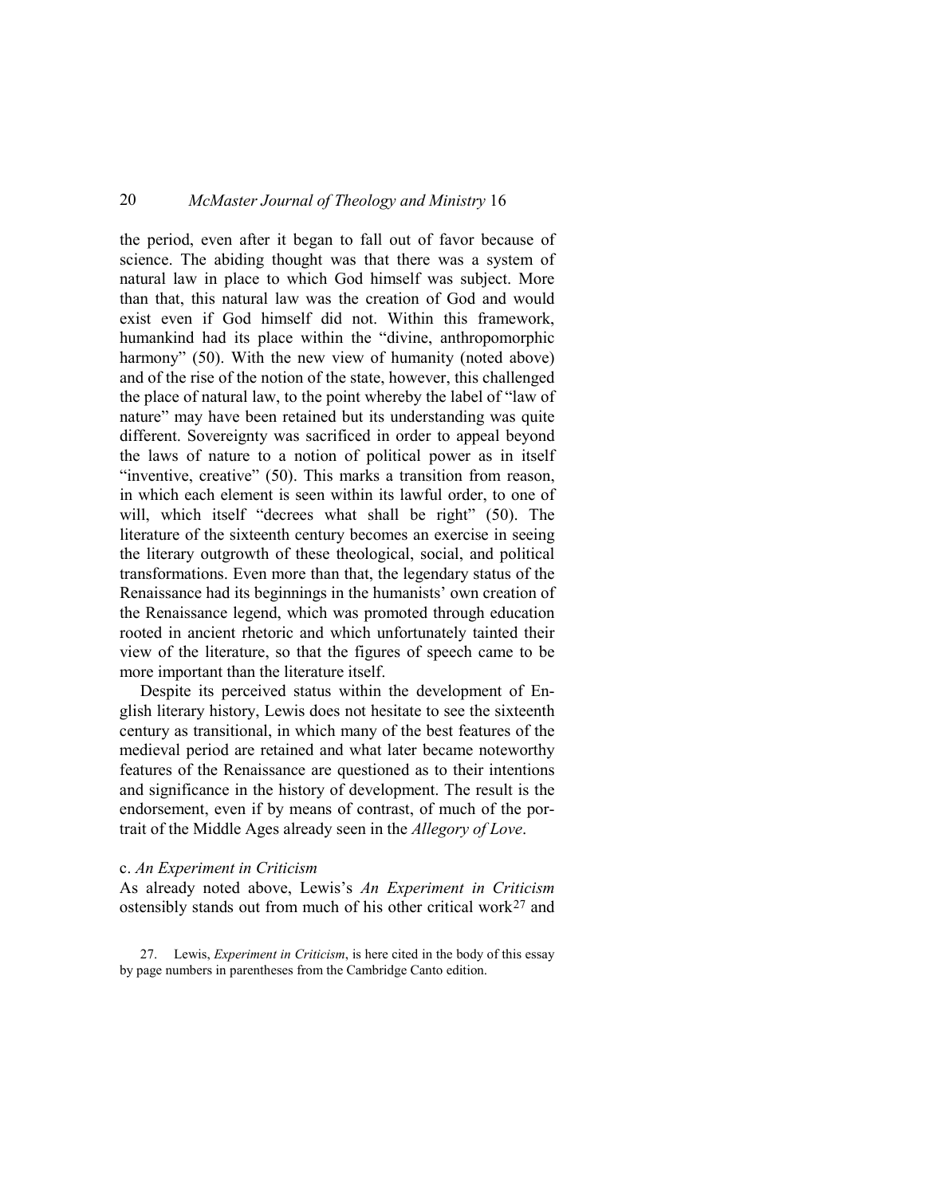the period, even after it began to fall out of favor because of science. The abiding thought was that there was a system of natural law in place to which God himself was subject. More than that, this natural law was the creation of God and would exist even if God himself did not. Within this framework, humankind had its place within the "divine, anthropomorphic harmony" (50). With the new view of humanity (noted above) and of the rise of the notion of the state, however, this challenged the place of natural law, to the point whereby the label of "law of nature" may have been retained but its understanding was quite different. Sovereignty was sacrificed in order to appeal beyond the laws of nature to a notion of political power as in itself "inventive, creative" (50). This marks a transition from reason, in which each element is seen within its lawful order, to one of will, which itself "decrees what shall be right" (50). The literature of the sixteenth century becomes an exercise in seeing the literary outgrowth of these theological, social, and political transformations. Even more than that, the legendary status of the Renaissance had its beginnings in the humanists' own creation of the Renaissance legend, which was promoted through education rooted in ancient rhetoric and which unfortunately tainted their view of the literature, so that the figures of speech came to be more important than the literature itself.

Despite its perceived status within the development of English literary history, Lewis does not hesitate to see the sixteenth century as transitional, in which many of the best features of the medieval period are retained and what later became noteworthy features of the Renaissance are questioned as to their intentions and significance in the history of development. The result is the endorsement, even if by means of contrast, of much of the portrait of the Middle Ages already seen in the *Allegory of Love*.

c. *An Experiment in Criticism*

As already noted above, Lewis's *An Experiment in Criticism* ostensibly stands out from much of his other critical work[27] and

27. Lewis, *Experiment in Criticism*, is here cited in the body of this essay by page numbers in parentheses from the Cambridge Canto edition.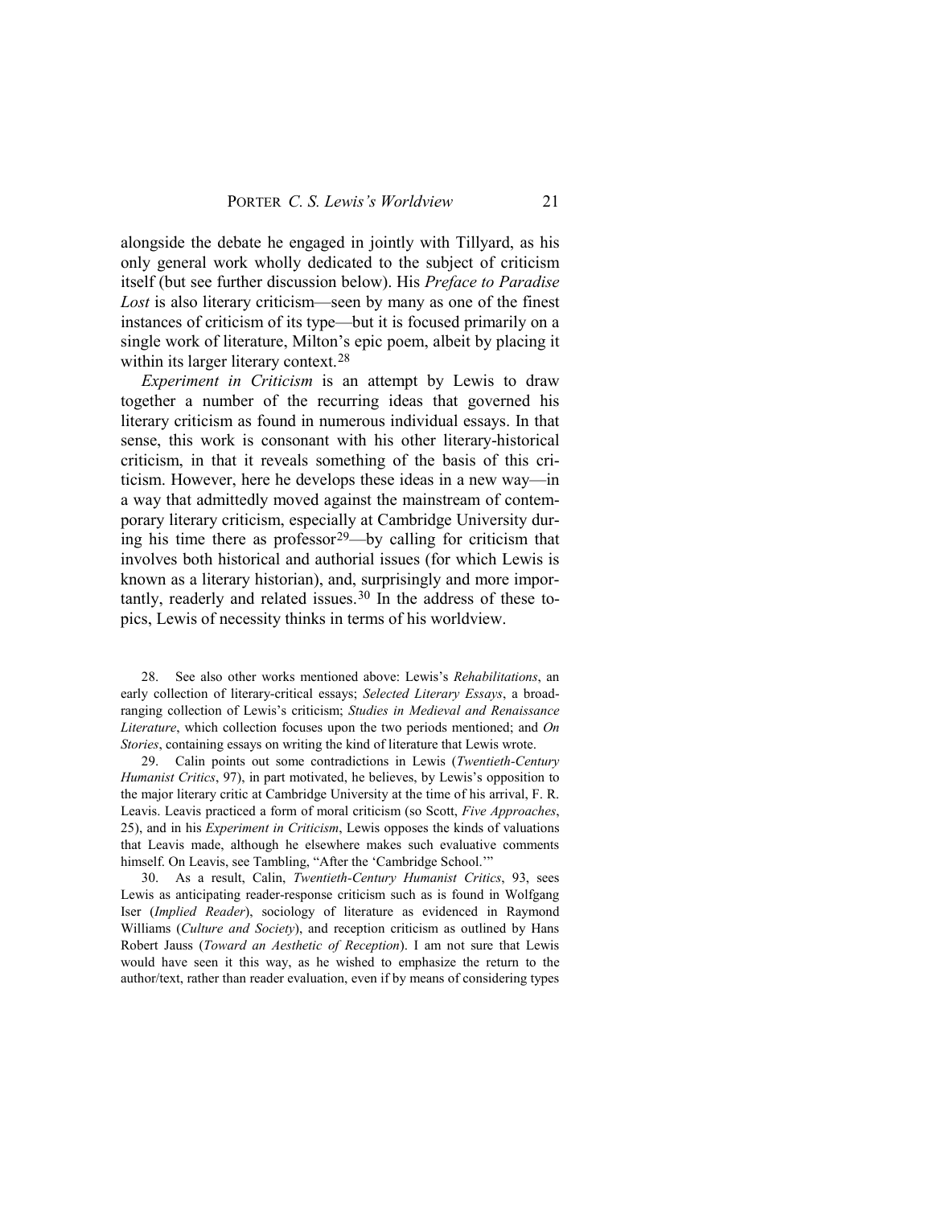alongside the debate he engaged in jointly with Tillyard, as his only general work wholly dedicated to the subject of criticism itself (but see further discussion below). His *Preface to Paradise Lost* is also literary criticism—seen by many as one of the finest instances of criticism of its type—but it is focused primarily on a single work of literature, Milton's epic poem, albeit by placing it within its larger literary context.[28]

*Experiment in Criticism* is an attempt by Lewis to draw together a number of the recurring ideas that governed his literary criticism as found in numerous individual essays. In that sense, this work is consonant with his other literary-historical criticism, in that it reveals something of the basis of this criticism. However, here he develops these ideas in a new way—in a way that admittedly moved against the mainstream of contemporary literary criticism, especially at Cambridge University during his time there as professor[29]—by calling for criticism that involves both historical and authorial issues (for which Lewis is known as a literary historian), and, surprisingly and more importantly, readerly and related issues.[30] In the address of these topics, Lewis of necessity thinks in terms of his worldview.

28. See also other works mentioned above: Lewis's *Rehabilitations*, an early collection of literary-critical essays; *Selected Literary Essays*, a broad-ranging collection of Lewis's criticism; *Studies in Medieval and Renaissance Literature*, which collection focuses upon the two periods mentioned; and *On Stories*, containing essays on writing the kind of literature that Lewis wrote.

29. Calin points out some contradictions in Lewis (*Twentieth-Century Humanist Critics*, 97), in part motivated, he believes, by Lewis's opposition to the major literary critic at Cambridge University at the time of his arrival, F. R. Leavis. Leavis practiced a form of moral criticism (so Scott, *Five Approaches*, 25), and in his *Experiment in Criticism*, Lewis opposes the kinds of valuations that Leavis made, although he elsewhere makes such evaluative comments himself. On Leavis, see Tambling, "After the 'Cambridge School.'"

30. As a result, Calin, *Twentieth-Century Humanist Critics*, 93, sees Lewis as anticipating reader-response criticism such as is found in Wolfgang Iser (*Implied Reader*), sociology of literature as evidenced in Raymond Williams (*Culture and Society*), and reception criticism as outlined by Hans Robert Jauss (*Toward an Aesthetic of Reception*). I am not sure that Lewis would have seen it this way, as he wished to emphasize the return to the author/text, rather than reader evaluation, even if by means of considering types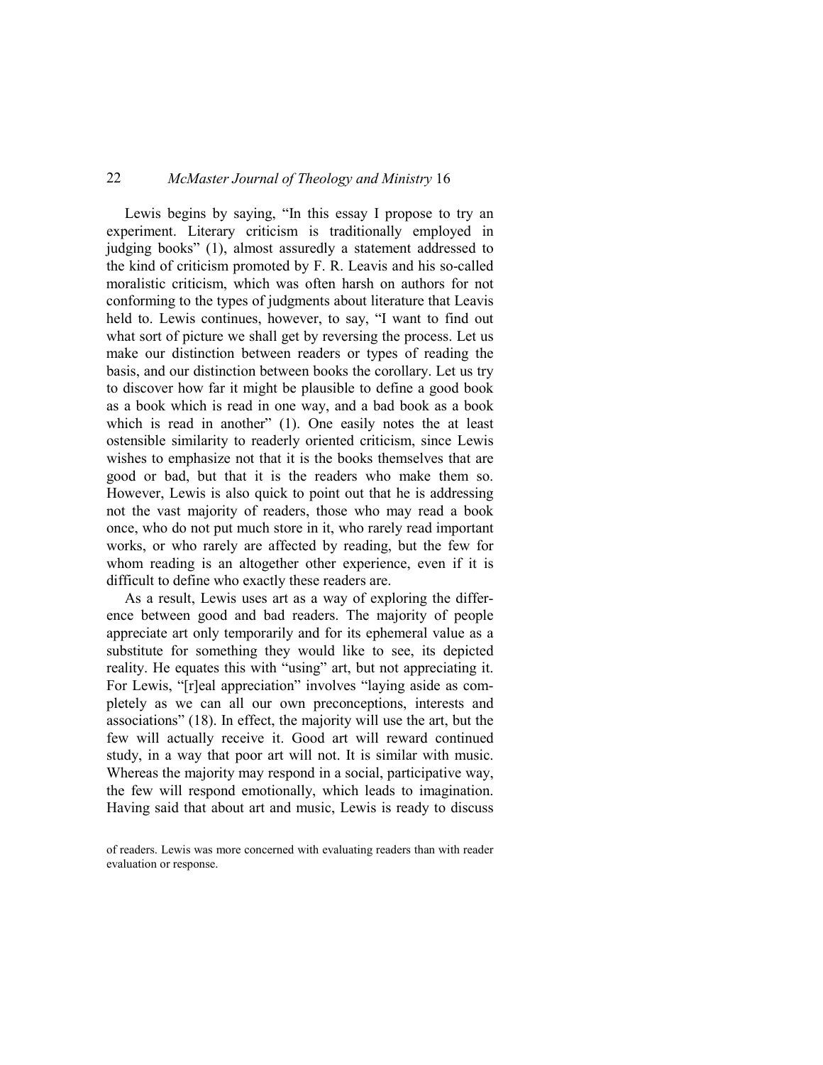Lewis begins by saying, "In this essay I propose to try an experiment. Literary criticism is traditionally employed in judging books" (1), almost assuredly a statement addressed to the kind of criticism promoted by F. R. Leavis and his so-called moralistic criticism, which was often harsh on authors for not conforming to the types of judgments about literature that Leavis held to. Lewis continues, however, to say, "I want to find out what sort of picture we shall get by reversing the process. Let us make our distinction between readers or types of reading the basis, and our distinction between books the corollary. Let us try to discover how far it might be plausible to define a good book as a book which is read in one way, and a bad book as a book which is read in another" (1). One easily notes the at least ostensible similarity to readerly oriented criticism, since Lewis wishes to emphasize not that it is the books themselves that are good or bad, but that it is the readers who make them so. However, Lewis is also quick to point out that he is addressing not the vast majority of readers, those who may read a book once, who do not put much store in it, who rarely read important works, or who rarely are affected by reading, but the few for whom reading is an altogether other experience, even if it is difficult to define who exactly these readers are.

As a result, Lewis uses art as a way of exploring the difference between good and bad readers. The majority of people appreciate art only temporarily and for its ephemeral value as a substitute for something they would like to see, its depicted reality. He equates this with "using" art, but not appreciating it. For Lewis, "[r]eal appreciation" involves "laying aside as completely as we can all our own preconceptions, interests and associations" (18). In effect, the majority will use the art, but the few will actually receive it. Good art will reward continued study, in a way that poor art will not. It is similar with music. Whereas the majority may respond in a social, participative way, the few will respond emotionally, which leads to imagination. Having said that about art and music, Lewis is ready to discuss

of readers. Lewis was more concerned with evaluating readers than with reader evaluation or response.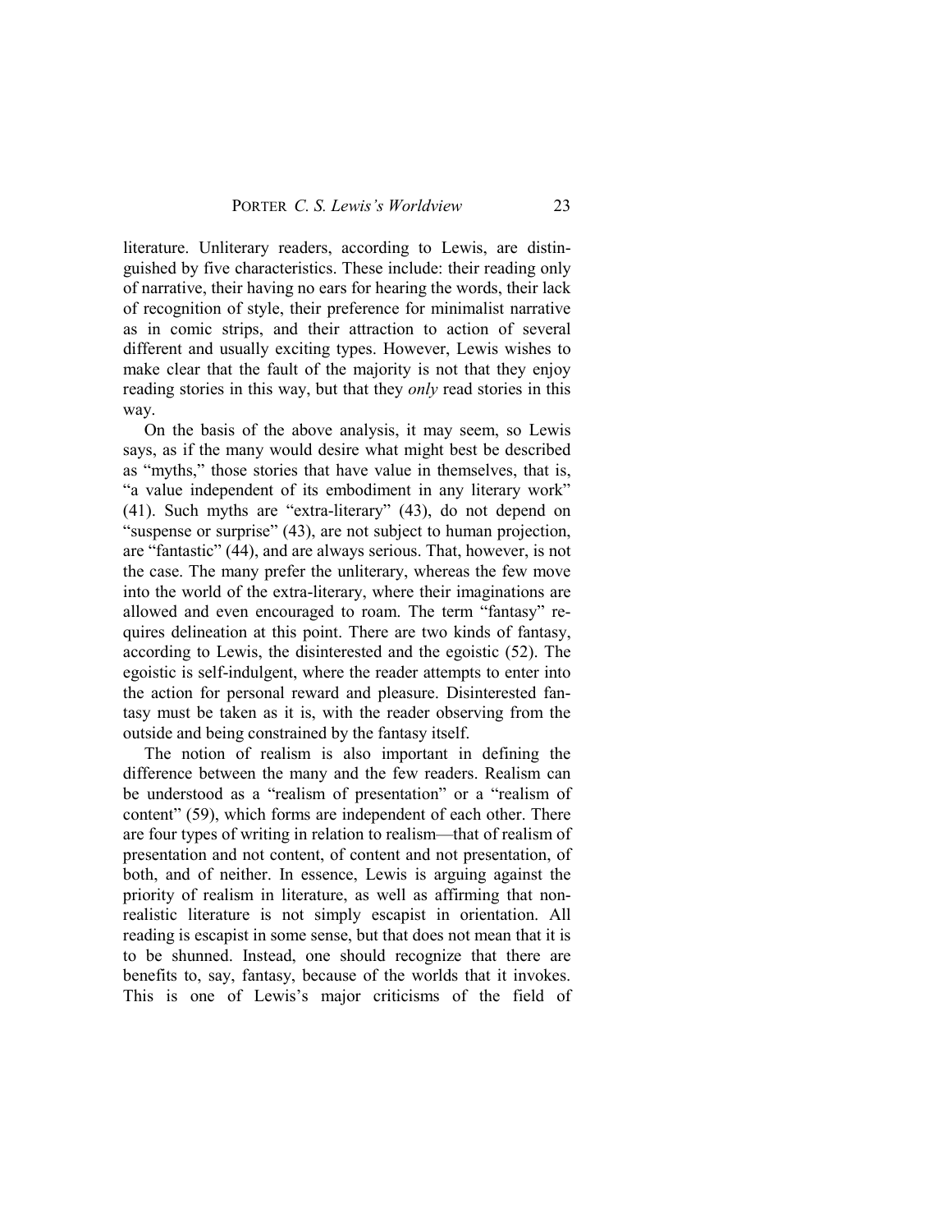literature. Unliterary readers, according to Lewis, are distinguished by five characteristics. These include: their reading only of narrative, their having no ears for hearing the words, their lack of recognition of style, their preference for minimalist narrative as in comic strips, and their attraction to action of several different and usually exciting types. However, Lewis wishes to make clear that the fault of the majority is not that they enjoy reading stories in this way, but that they *only* read stories in this way.

On the basis of the above analysis, it may seem, so Lewis says, as if the many would desire what might best be described as "myths," those stories that have value in themselves, that is, "a value independent of its embodiment in any literary work" (41). Such myths are "extra-literary" (43), do not depend on "suspense or surprise" (43), are not subject to human projection, are "fantastic" (44), and are always serious. That, however, is not the case. The many prefer the unliterary, whereas the few move into the world of the extra-literary, where their imaginations are allowed and even encouraged to roam. The term "fantasy" requires delineation at this point. There are two kinds of fantasy, according to Lewis, the disinterested and the egoistic (52). The egoistic is self-indulgent, where the reader attempts to enter into the action for personal reward and pleasure. Disinterested fantasy must be taken as it is, with the reader observing from the outside and being constrained by the fantasy itself.

The notion of realism is also important in defining the difference between the many and the few readers. Realism can be understood as a "realism of presentation" or a "realism of content" (59), which forms are independent of each other. There are four types of writing in relation to realism—that of realism of presentation and not content, of content and not presentation, of both, and of neither. In essence, Lewis is arguing against the priority of realism in literature, as well as affirming that non-realistic literature is not simply escapist in orientation. All reading is escapist in some sense, but that does not mean that it is to be shunned. Instead, one should recognize that there are benefits to, say, fantasy, because of the worlds that it invokes. This is one of Lewis's major criticisms of the field of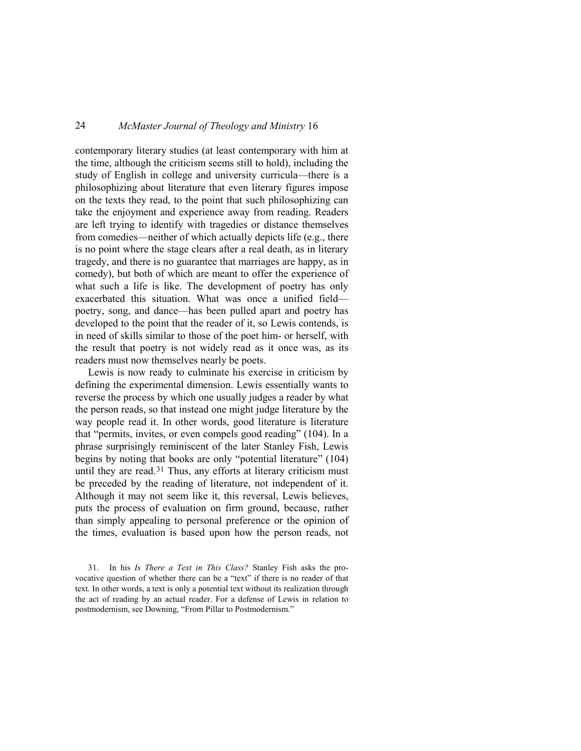contemporary literary studies (at least contemporary with him at the time, although the criticism seems still to hold), including the study of English in college and university curricula—there is a philosophizing about literature that even literary figures impose on the texts they read, to the point that such philosophizing can take the enjoyment and experience away from reading. Readers are left trying to identify with tragedies or distance themselves from comedies—neither of which actually depicts life (e.g., there is no point where the stage clears after a real death, as in literary tragedy, and there is no guarantee that marriages are happy, as in comedy), but both of which are meant to offer the experience of what such a life is like. The development of poetry has only exacerbated this situation. What was once a unified field—poetry, song, and dance—has been pulled apart and poetry has developed to the point that the reader of it, so Lewis contends, is in need of skills similar to those of the poet him- or herself, with the result that poetry is not widely read as it once was, as its readers must now themselves nearly be poets.

Lewis is now ready to culminate his exercise in criticism by defining the experimental dimension. Lewis essentially wants to reverse the process by which one usually judges a reader by what the person reads, so that instead one might judge literature by the way people read it. In other words, good literature is literature that "permits, invites, or even compels good reading" (104). In a phrase surprisingly reminiscent of the later Stanley Fish, Lewis begins by noting that books are only "potential literature" (104) until they are read.[31] Thus, any efforts at literary criticism must be preceded by the reading of literature, not independent of it. Although it may not seem like it, this reversal, Lewis believes, puts the process of evaluation on firm ground, because, rather than simply appealing to personal preference or the opinion of the times, evaluation is based upon how the person reads, not

31. In his *Is There a Text in This Class?* Stanley Fish asks the provocative question of whether there can be a "text" if there is no reader of that text. In other words, a text is only a potential text without its realization through the act of reading by an actual reader. For a defense of Lewis in relation to postmodernism, see Downing, "From Pillar to Postmodernism."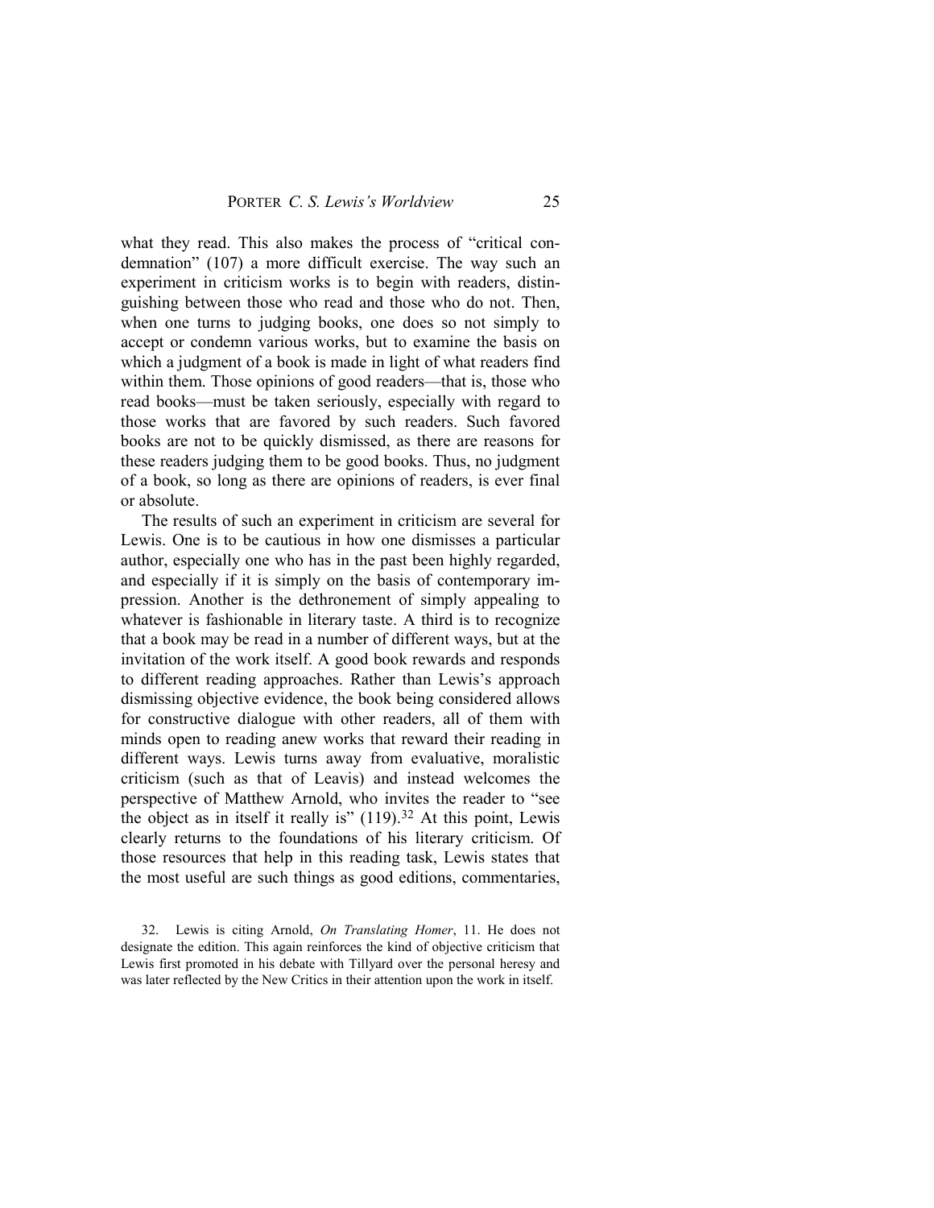what they read. This also makes the process of "critical condemnation" (107) a more difficult exercise. The way such an experiment in criticism works is to begin with readers, distinguishing between those who read and those who do not. Then, when one turns to judging books, one does so not simply to accept or condemn various works, but to examine the basis on which a judgment of a book is made in light of what readers find within them. Those opinions of good readers—that is, those who read books—must be taken seriously, especially with regard to those works that are favored by such readers. Such favored books are not to be quickly dismissed, as there are reasons for these readers judging them to be good books. Thus, no judgment of a book, so long as there are opinions of readers, is ever final or absolute.

The results of such an experiment in criticism are several for Lewis. One is to be cautious in how one dismisses a particular author, especially one who has in the past been highly regarded, and especially if it is simply on the basis of contemporary impression. Another is the dethronement of simply appealing to whatever is fashionable in literary taste. A third is to recognize that a book may be read in a number of different ways, but at the invitation of the work itself. A good book rewards and responds to different reading approaches. Rather than Lewis's approach dismissing objective evidence, the book being considered allows for constructive dialogue with other readers, all of them with minds open to reading anew works that reward their reading in different ways. Lewis turns away from evaluative, moralistic criticism (such as that of Leavis) and instead welcomes the perspective of Matthew Arnold, who invites the reader to "see the object as in itself it really is" (119).[32] At this point, Lewis clearly returns to the foundations of his literary criticism. Of those resources that help in this reading task, Lewis states that the most useful are such things as good editions, commentaries,

32. Lewis is citing Arnold, *On Translating Homer*, 11. He does not designate the edition. This again reinforces the kind of objective criticism that Lewis first promoted in his debate with Tillyard over the personal heresy and was later reflected by the New Critics in their attention upon the work in itself.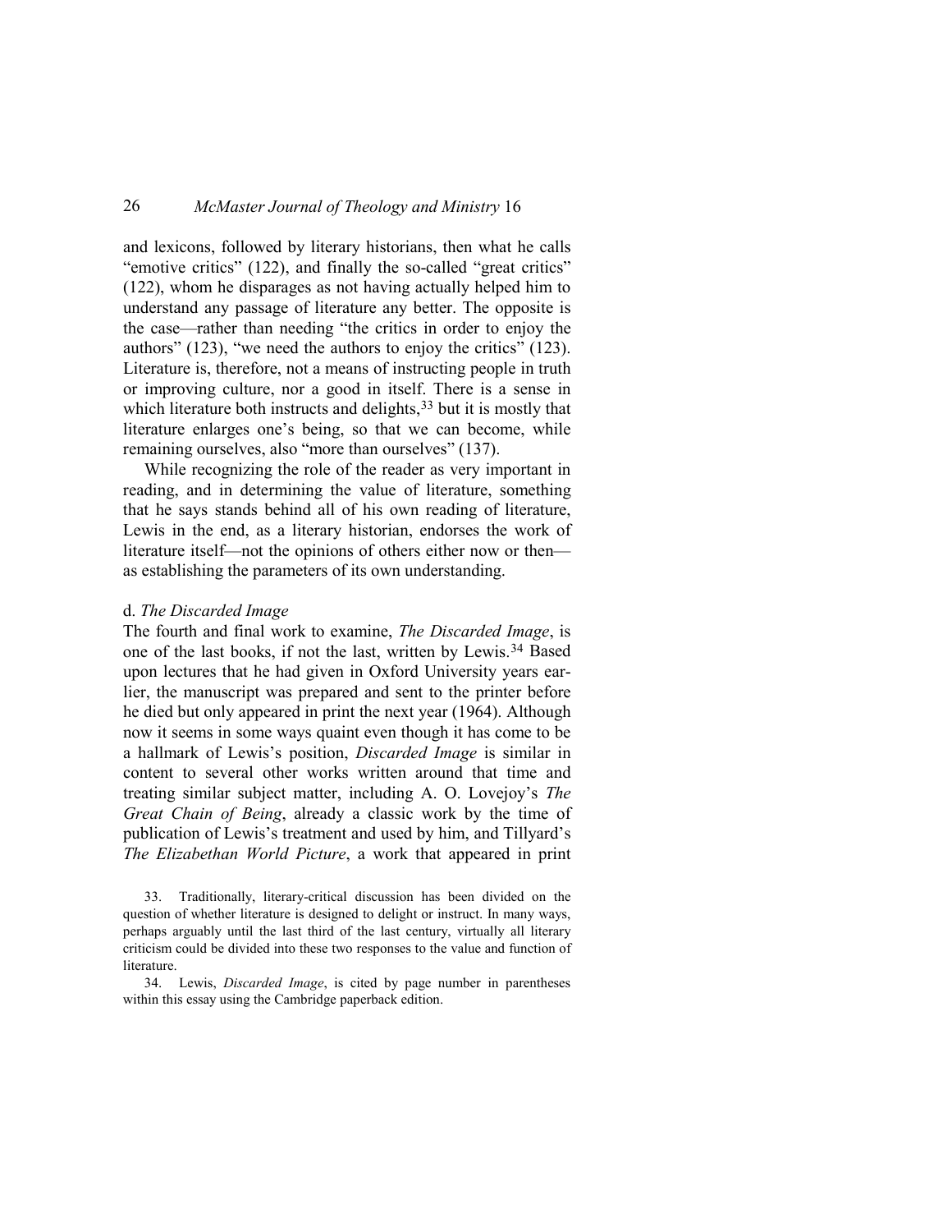and lexicons, followed by literary historians, then what he calls "emotive critics" (122), and finally the so-called "great critics" (122), whom he disparages as not having actually helped him to understand any passage of literature any better. The opposite is the case—rather than needing "the critics in order to enjoy the authors" (123), "we need the authors to enjoy the critics" (123). Literature is, therefore, not a means of instructing people in truth or improving culture, nor a good in itself. There is a sense in which literature both instructs and delights,[33] but it is mostly that literature enlarges one's being, so that we can become, while remaining ourselves, also "more than ourselves" (137).

While recognizing the role of the reader as very important in reading, and in determining the value of literature, something that he says stands behind all of his own reading of literature, Lewis in the end, as a literary historian, endorses the work of literature itself—not the opinions of others either now or then—as establishing the parameters of its own understanding.

d. *The Discarded Image*

The fourth and final work to examine, *The Discarded Image*, is one of the last books, if not the last, written by Lewis.[34] Based upon lectures that he had given in Oxford University years earlier, the manuscript was prepared and sent to the printer before he died but only appeared in print the next year (1964). Although now it seems in some ways quaint even though it has come to be a hallmark of Lewis's position, *Discarded Image* is similar in content to several other works written around that time and treating similar subject matter, including A. O. Lovejoy's *The Great Chain of Being*, already a classic work by the time of publication of Lewis's treatment and used by him, and Tillyard's *The Elizabethan World Picture*, a work that appeared in print

33. Traditionally, literary-critical discussion has been divided on the question of whether literature is designed to delight or instruct. In many ways, perhaps arguably until the last third of the last century, virtually all literary criticism could be divided into these two responses to the value and function of literature.

34. Lewis, *Discarded Image*, is cited by page number in parentheses within this essay using the Cambridge paperback edition.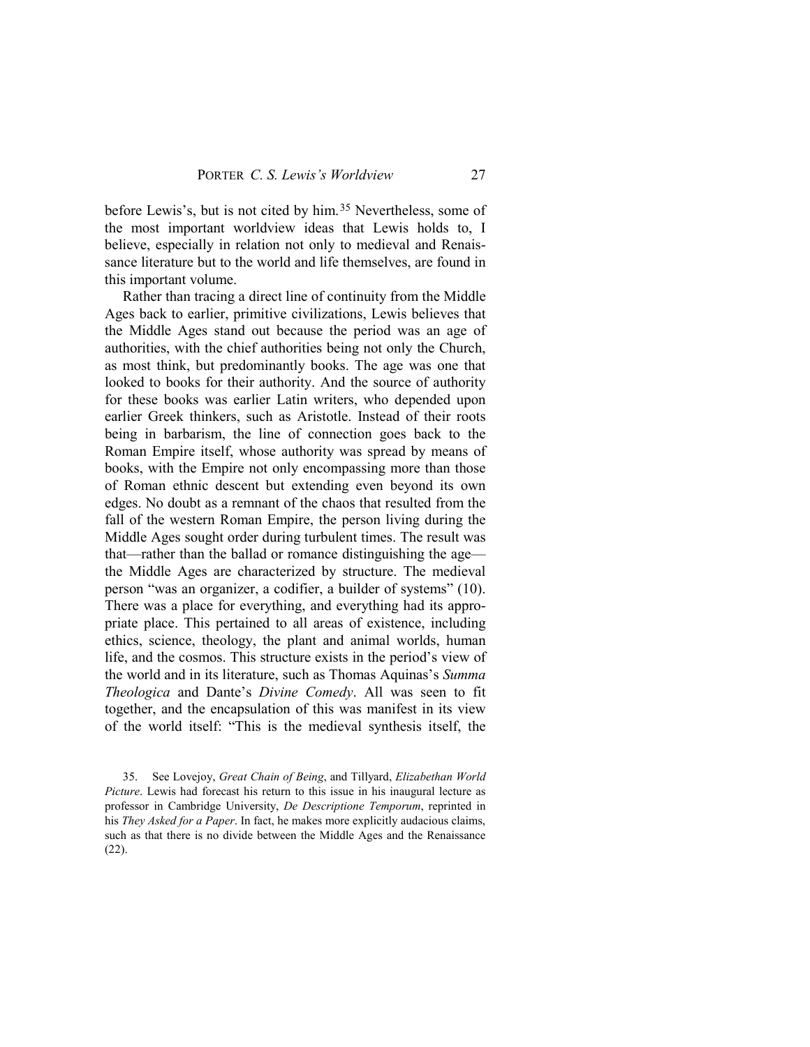before Lewis's, but is not cited by him.[35] Nevertheless, some of the most important worldview ideas that Lewis holds to, I believe, especially in relation not only to medieval and Renaissance literature but to the world and life themselves, are found in this important volume.

Rather than tracing a direct line of continuity from the Middle Ages back to earlier, primitive civilizations, Lewis believes that the Middle Ages stand out because the period was an age of authorities, with the chief authorities being not only the Church, as most think, but predominantly books. The age was one that looked to books for their authority. And the source of authority for these books was earlier Latin writers, who depended upon earlier Greek thinkers, such as Aristotle. Instead of their roots being in barbarism, the line of connection goes back to the Roman Empire itself, whose authority was spread by means of books, with the Empire not only encompassing more than those of Roman ethnic descent but extending even beyond its own edges. No doubt as a remnant of the chaos that resulted from the fall of the western Roman Empire, the person living during the Middle Ages sought order during turbulent times. The result was that—rather than the ballad or romance distinguishing the age—the Middle Ages are characterized by structure. The medieval person "was an organizer, a codifier, a builder of systems" (10). There was a place for everything, and everything had its appropriate place. This pertained to all areas of existence, including ethics, science, theology, the plant and animal worlds, human life, and the cosmos. This structure exists in the period's view of the world and in its literature, such as Thomas Aquinas's *Summa Theologica* and Dante's *Divine Comedy*. All was seen to fit together, and the encapsulation of this was manifest in its view of the world itself: "This is the medieval synthesis itself, the

35. See Lovejoy, *Great Chain of Being*, and Tillyard, *Elizabethan World Picture*. Lewis had forecast his return to this issue in his inaugural lecture as professor in Cambridge University, *De Descriptione Temporum*, reprinted in his *They Asked for a Paper*. In fact, he makes more explicitly audacious claims, such as that there is no divide between the Middle Ages and the Renaissance (22).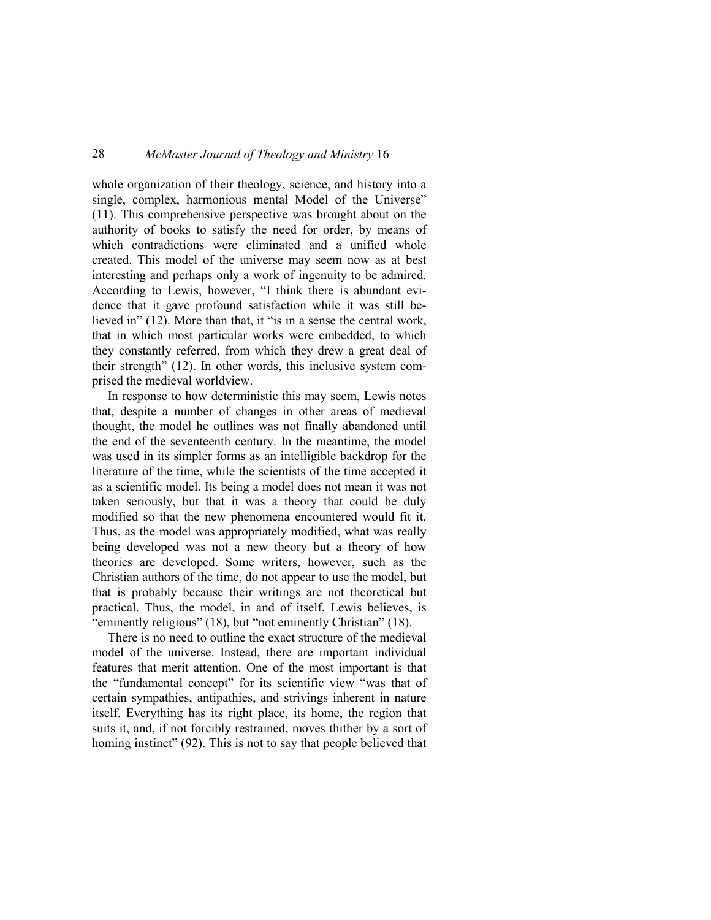whole organization of their theology, science, and history into a single, complex, harmonious mental Model of the Universe" (11). This comprehensive perspective was brought about on the authority of books to satisfy the need for order, by means of which contradictions were eliminated and a unified whole created. This model of the universe may seem now as at best interesting and perhaps only a work of ingenuity to be admired. According to Lewis, however, "I think there is abundant evidence that it gave profound satisfaction while it was still believed in" (12). More than that, it "is in a sense the central work, that in which most particular works were embedded, to which they constantly referred, from which they drew a great deal of their strength" (12). In other words, this inclusive system comprised the medieval worldview.

In response to how deterministic this may seem, Lewis notes that, despite a number of changes in other areas of medieval thought, the model he outlines was not finally abandoned until the end of the seventeenth century. In the meantime, the model was used in its simpler forms as an intelligible backdrop for the literature of the time, while the scientists of the time accepted it as a scientific model. Its being a model does not mean it was not taken seriously, but that it was a theory that could be duly modified so that the new phenomena encountered would fit it. Thus, as the model was appropriately modified, what was really being developed was not a new theory but a theory of how theories are developed. Some writers, however, such as the Christian authors of the time, do not appear to use the model, but that is probably because their writings are not theoretical but practical. Thus, the model, in and of itself, Lewis believes, is "eminently religious" (18), but "not eminently Christian" (18).

There is no need to outline the exact structure of the medieval model of the universe. Instead, there are important individual features that merit attention. One of the most important is that the "fundamental concept" for its scientific view "was that of certain sympathies, antipathies, and strivings inherent in nature itself. Everything has its right place, its home, the region that suits it, and, if not forcibly restrained, moves thither by a sort of homing instinct" (92). This is not to say that people believed that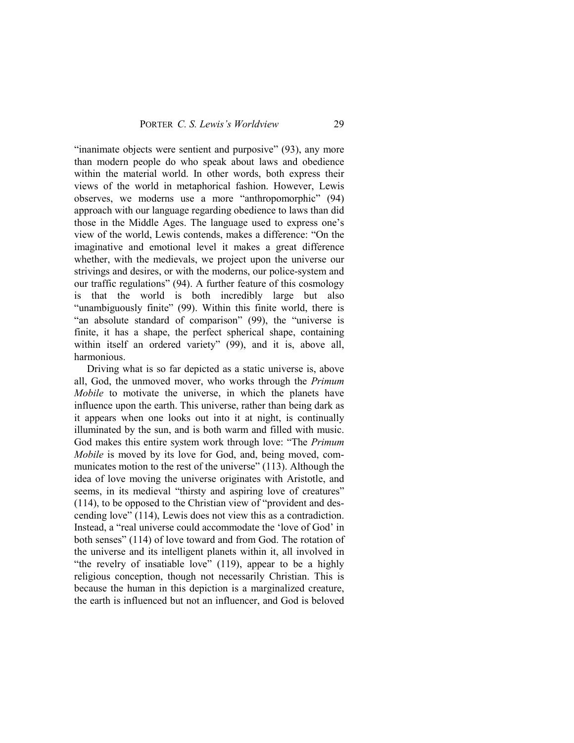"inanimate objects were sentient and purposive" (93), any more than modern people do who speak about laws and obedience within the material world. In other words, both express their views of the world in metaphorical fashion. However, Lewis observes, we moderns use a more "anthropomorphic" (94) approach with our language regarding obedience to laws than did those in the Middle Ages. The language used to express one's view of the world, Lewis contends, makes a difference: "On the imaginative and emotional level it makes a great difference whether, with the medievals, we project upon the universe our strivings and desires, or with the moderns, our police-system and our traffic regulations" (94). A further feature of this cosmology is that the world is both incredibly large but also "unambiguously finite" (99). Within this finite world, there is "an absolute standard of comparison" (99), the "universe is finite, it has a shape, the perfect spherical shape, containing within itself an ordered variety" (99), and it is, above all, harmonious.

Driving what is so far depicted as a static universe is, above all, God, the unmoved mover, who works through the *Primum Mobile* to motivate the universe, in which the planets have influence upon the earth. This universe, rather than being dark as it appears when one looks out into it at night, is continually illuminated by the sun, and is both warm and filled with music. God makes this entire system work through love: "The *Primum Mobile* is moved by its love for God, and, being moved, communicates motion to the rest of the universe" (113). Although the idea of love moving the universe originates with Aristotle, and seems, in its medieval "thirsty and aspiring love of creatures" (114), to be opposed to the Christian view of "provident and descending love" (114), Lewis does not view this as a contradiction. Instead, a "real universe could accommodate the 'love of God' in both senses" (114) of love toward and from God. The rotation of the universe and its intelligent planets within it, all involved in "the revelry of insatiable love" (119), appear to be a highly religious conception, though not necessarily Christian. This is because the human in this depiction is a marginalized creature, the earth is influenced but not an influencer, and God is beloved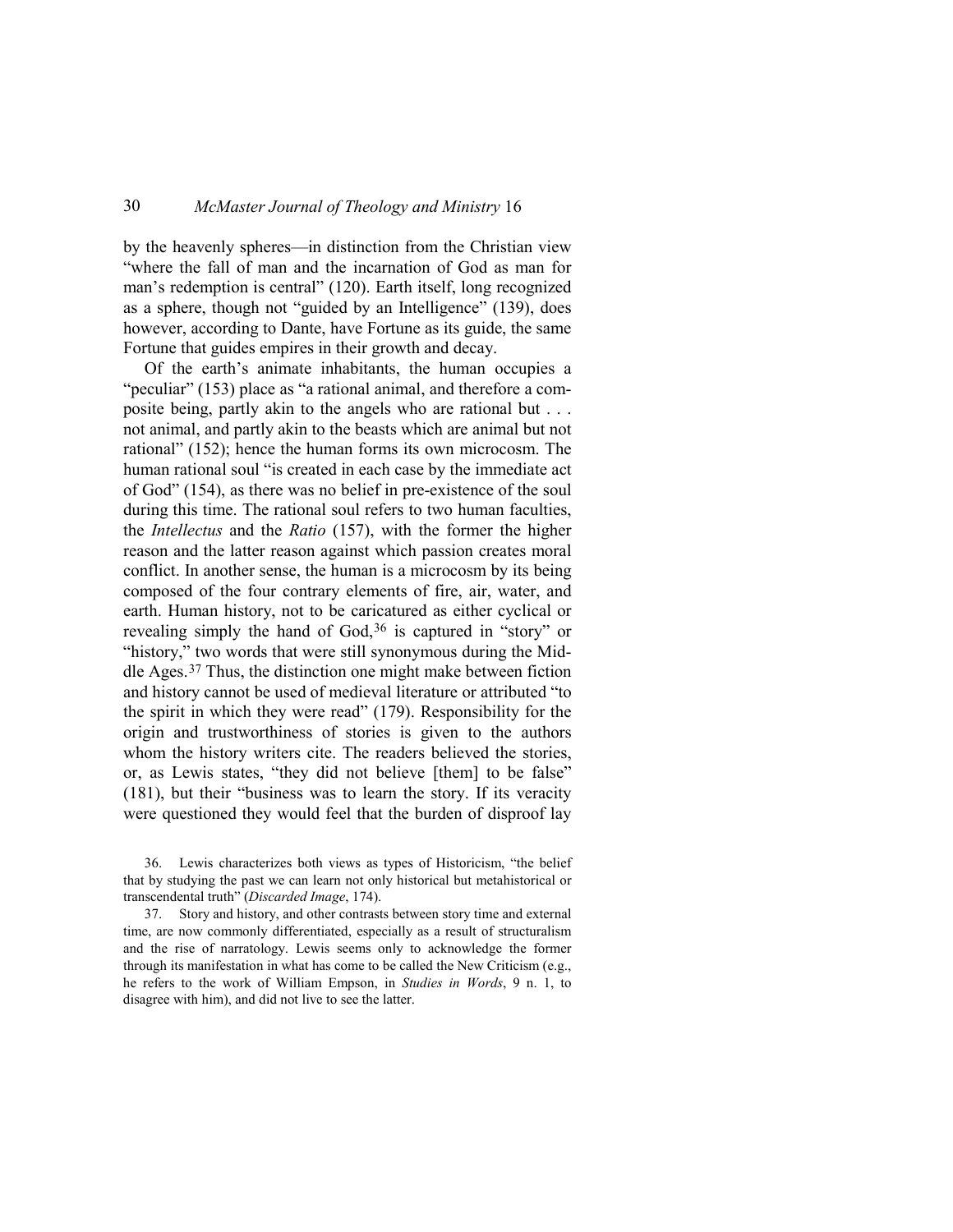by the heavenly spheres—in distinction from the Christian view "where the fall of man and the incarnation of God as man for man's redemption is central" (120). Earth itself, long recognized as a sphere, though not "guided by an Intelligence" (139), does however, according to Dante, have Fortune as its guide, the same Fortune that guides empires in their growth and decay.

Of the earth's animate inhabitants, the human occupies a "peculiar" (153) place as "a rational animal, and therefore a composite being, partly akin to the angels who are rational but . . . not animal, and partly akin to the beasts which are animal but not rational" (152); hence the human forms its own microcosm. The human rational soul "is created in each case by the immediate act of God" (154), as there was no belief in pre-existence of the soul during this time. The rational soul refers to two human faculties, the *Intellectus* and the *Ratio* (157), with the former the higher reason and the latter reason against which passion creates moral conflict. In another sense, the human is a microcosm by its being composed of the four contrary elements of fire, air, water, and earth. Human history, not to be caricatured as either cyclical or revealing simply the hand of God,[36] is captured in "story" or "history," two words that were still synonymous during the Middle Ages.[37] Thus, the distinction one might make between fiction and history cannot be used of medieval literature or attributed "to the spirit in which they were read" (179). Responsibility for the origin and trustworthiness of stories is given to the authors whom the history writers cite. The readers believed the stories, or, as Lewis states, "they did not believe [them] to be false" (181), but their "business was to learn the story. If its veracity were questioned they would feel that the burden of disproof lay

36. Lewis characterizes both views as types of Historicism, "the belief that by studying the past we can learn not only historical but metahistorical or transcendental truth" (*Discarded Image*, 174).

37. Story and history, and other contrasts between story time and external time, are now commonly differentiated, especially as a result of structuralism and the rise of narratology. Lewis seems only to acknowledge the former through its manifestation in what has come to be called the New Criticism (e.g., he refers to the work of William Empson, in *Studies in Words*, 9 n. 1, to disagree with him), and did not live to see the latter.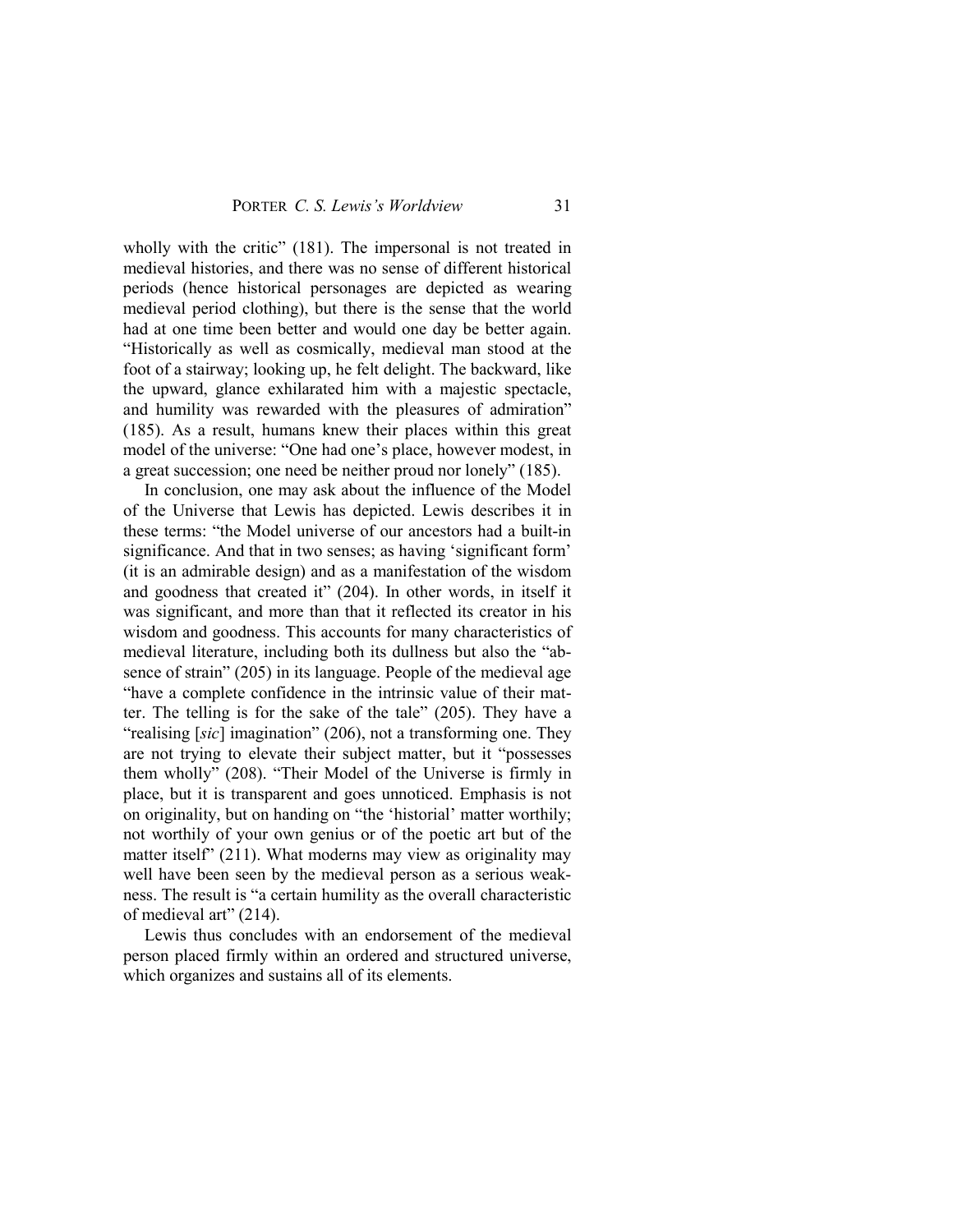wholly with the critic" (181). The impersonal is not treated in medieval histories, and there was no sense of different historical periods (hence historical personages are depicted as wearing medieval period clothing), but there is the sense that the world had at one time been better and would one day be better again. "Historically as well as cosmically, medieval man stood at the foot of a stairway; looking up, he felt delight. The backward, like the upward, glance exhilarated him with a majestic spectacle, and humility was rewarded with the pleasures of admiration" (185). As a result, humans knew their places within this great model of the universe: "One had one's place, however modest, in a great succession; one need be neither proud nor lonely" (185).

In conclusion, one may ask about the influence of the Model of the Universe that Lewis has depicted. Lewis describes it in these terms: "the Model universe of our ancestors had a built-in significance. And that in two senses; as having 'significant form' (it is an admirable design) and as a manifestation of the wisdom and goodness that created it" (204). In other words, in itself it was significant, and more than that it reflected its creator in his wisdom and goodness. This accounts for many characteristics of medieval literature, including both its dullness but also the "absence of strain" (205) in its language. People of the medieval age "have a complete confidence in the intrinsic value of their matter. The telling is for the sake of the tale" (205). They have a "realising [*sic*] imagination" (206), not a transforming one. They are not trying to elevate their subject matter, but it "possesses them wholly" (208). "Their Model of the Universe is firmly in place, but it is transparent and goes unnoticed. Emphasis is not on originality, but on handing on "the 'historial' matter worthily; not worthily of your own genius or of the poetic art but of the matter itself" (211). What moderns may view as originality may well have been seen by the medieval person as a serious weakness. The result is "a certain humility as the overall characteristic of medieval art" (214).

Lewis thus concludes with an endorsement of the medieval person placed firmly within an ordered and structured universe, which organizes and sustains all of its elements.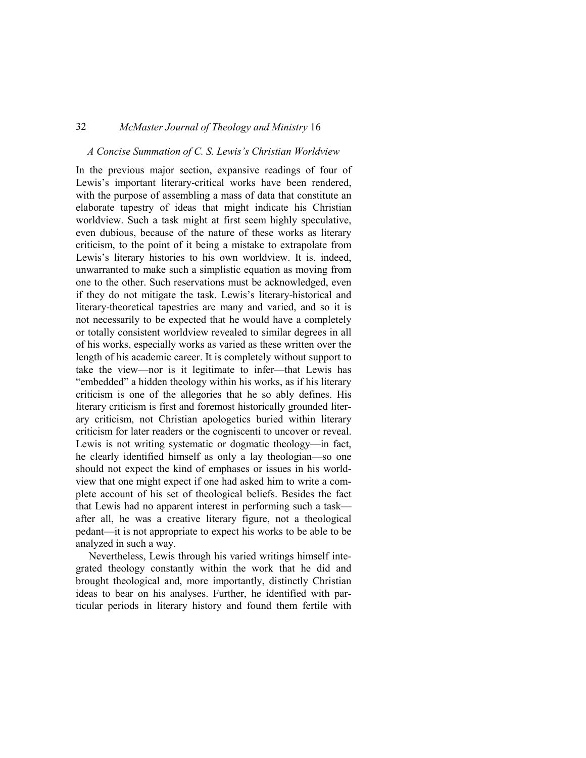### *A Concise Summation of C. S. Lewis's Christian Worldview*

In the previous major section, expansive readings of four of Lewis's important literary-critical works have been rendered, with the purpose of assembling a mass of data that constitute an elaborate tapestry of ideas that might indicate his Christian worldview. Such a task might at first seem highly speculative, even dubious, because of the nature of these works as literary criticism, to the point of it being a mistake to extrapolate from Lewis's literary histories to his own worldview. It is, indeed, unwarranted to make such a simplistic equation as moving from one to the other. Such reservations must be acknowledged, even if they do not mitigate the task. Lewis's literary-historical and literary-theoretical tapestries are many and varied, and so it is not necessarily to be expected that he would have a completely or totally consistent worldview revealed to similar degrees in all of his works, especially works as varied as these written over the length of his academic career. It is completely without support to take the view—nor is it legitimate to infer—that Lewis has "embedded" a hidden theology within his works, as if his literary criticism is one of the allegories that he so ably defines. His literary criticism is first and foremost historically grounded literary criticism, not Christian apologetics buried within literary criticism for later readers or the cogniscenti to uncover or reveal. Lewis is not writing systematic or dogmatic theology—in fact, he clearly identified himself as only a lay theologian—so one should not expect the kind of emphases or issues in his worldview that one might expect if one had asked him to write a complete account of his set of theological beliefs. Besides the fact that Lewis had no apparent interest in performing such a task—after all, he was a creative literary figure, not a theological pedant—it is not appropriate to expect his works to be able to be analyzed in such a way.

Nevertheless, Lewis through his varied writings himself integrated theology constantly within the work that he did and brought theological and, more importantly, distinctly Christian ideas to bear on his analyses. Further, he identified with particular periods in literary history and found them fertile with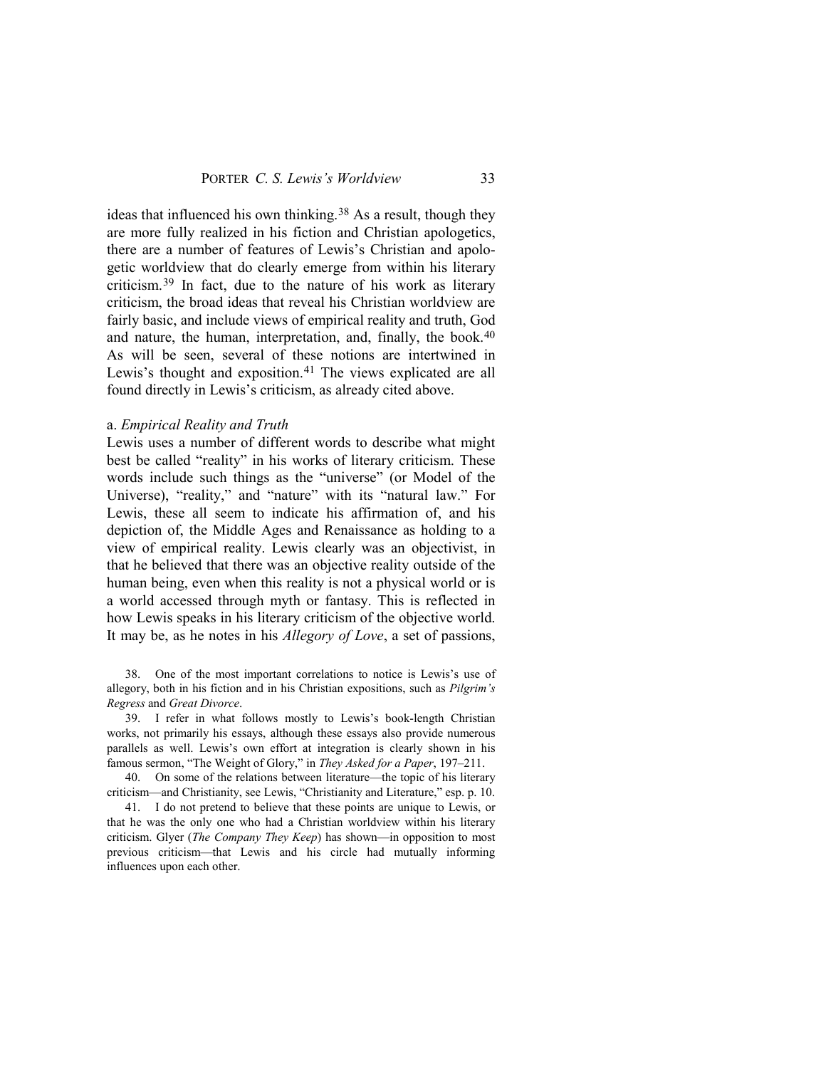ideas that influenced his own thinking.[38] As a result, though they are more fully realized in his fiction and Christian apologetics, there are a number of features of Lewis's Christian and apologetic worldview that do clearly emerge from within his literary criticism.[39] In fact, due to the nature of his work as literary criticism, the broad ideas that reveal his Christian worldview are fairly basic, and include views of empirical reality and truth, God and nature, the human, interpretation, and, finally, the book.[40] As will be seen, several of these notions are intertwined in Lewis's thought and exposition.[41] The views explicated are all found directly in Lewis's criticism, as already cited above.

a. *Empirical Reality and Truth*

Lewis uses a number of different words to describe what might best be called "reality" in his works of literary criticism. These words include such things as the "universe" (or Model of the Universe), "reality," and "nature" with its "natural law." For Lewis, these all seem to indicate his affirmation of, and his depiction of, the Middle Ages and Renaissance as holding to a view of empirical reality. Lewis clearly was an objectivist, in that he believed that there was an objective reality outside of the human being, even when this reality is not a physical world or is a world accessed through myth or fantasy. This is reflected in how Lewis speaks in his literary criticism of the objective world. It may be, as he notes in his *Allegory of Love*, a set of passions,

38. One of the most important correlations to notice is Lewis's use of allegory, both in his fiction and in his Christian expositions, such as *Pilgrim's Regress* and *Great Divorce*.

39. I refer in what follows mostly to Lewis's book-length Christian works, not primarily his essays, although these essays also provide numerous parallels as well. Lewis's own effort at integration is clearly shown in his famous sermon, "The Weight of Glory," in *They Asked for a Paper*, 197–211.

40. On some of the relations between literature—the topic of his literary criticism—and Christianity, see Lewis, "Christianity and Literature," esp. p. 10.

41. I do not pretend to believe that these points are unique to Lewis, or that he was the only one who had a Christian worldview within his literary criticism. Glyer (*The Company They Keep*) has shown—in opposition to most previous criticism—that Lewis and his circle had mutually informing influences upon each other.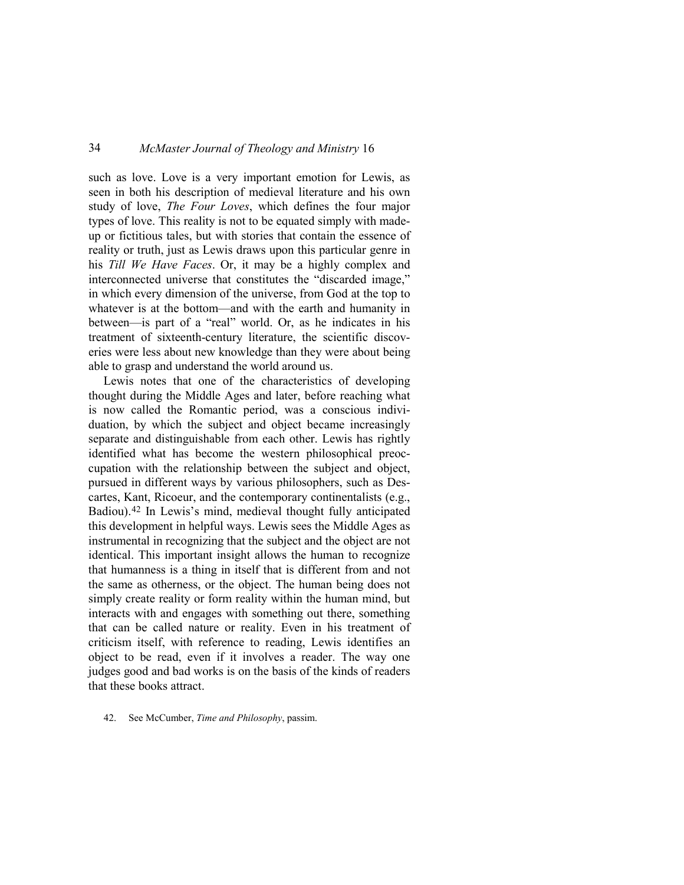such as love. Love is a very important emotion for Lewis, as seen in both his description of medieval literature and his own study of love, *The Four Loves*, which defines the four major types of love. This reality is not to be equated simply with made-up or fictitious tales, but with stories that contain the essence of reality or truth, just as Lewis draws upon this particular genre in his *Till We Have Faces*. Or, it may be a highly complex and interconnected universe that constitutes the "discarded image," in which every dimension of the universe, from God at the top to whatever is at the bottom—and with the earth and humanity in between—is part of a "real" world. Or, as he indicates in his treatment of sixteenth-century literature, the scientific discoveries were less about new knowledge than they were about being able to grasp and understand the world around us.

Lewis notes that one of the characteristics of developing thought during the Middle Ages and later, before reaching what is now called the Romantic period, was a conscious individuation, by which the subject and object became increasingly separate and distinguishable from each other. Lewis has rightly identified what has become the western philosophical preoccupation with the relationship between the subject and object, pursued in different ways by various philosophers, such as Descartes, Kant, Ricoeur, and the contemporary continentalists (e.g., Badiou).[42] In Lewis's mind, medieval thought fully anticipated this development in helpful ways. Lewis sees the Middle Ages as instrumental in recognizing that the subject and the object are not identical. This important insight allows the human to recognize that humanness is a thing in itself that is different from and not the same as otherness, or the object. The human being does not simply create reality or form reality within the human mind, but interacts with and engages with something out there, something that can be called nature or reality. Even in his treatment of criticism itself, with reference to reading, Lewis identifies an object to be read, even if it involves a reader. The way one judges good and bad works is on the basis of the kinds of readers that these books attract.

42. See McCumber, *Time and Philosophy*, passim.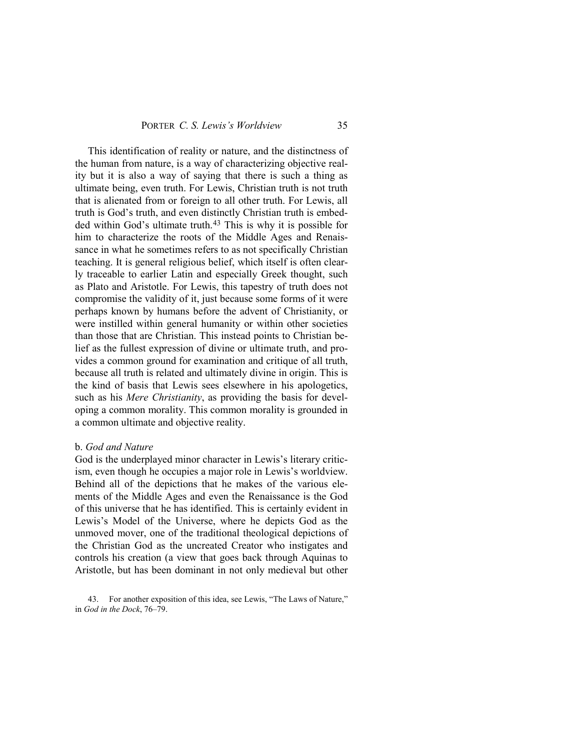This identification of reality or nature, and the distinctness of the human from nature, is a way of characterizing objective reality but it is also a way of saying that there is such a thing as ultimate being, even truth. For Lewis, Christian truth is not truth that is alienated from or foreign to all other truth. For Lewis, all truth is God's truth, and even distinctly Christian truth is embedded within God's ultimate truth.[43] This is why it is possible for him to characterize the roots of the Middle Ages and Renaissance in what he sometimes refers to as not specifically Christian teaching. It is general religious belief, which itself is often clearly traceable to earlier Latin and especially Greek thought, such as Plato and Aristotle. For Lewis, this tapestry of truth does not compromise the validity of it, just because some forms of it were perhaps known by humans before the advent of Christianity, or were instilled within general humanity or within other societies than those that are Christian. This instead points to Christian belief as the fullest expression of divine or ultimate truth, and provides a common ground for examination and critique of all truth, because all truth is related and ultimately divine in origin. This is the kind of basis that Lewis sees elsewhere in his apologetics, such as his *Mere Christianity*, as providing the basis for developing a common morality. This common morality is grounded in a common ultimate and objective reality.

### b. *God and Nature*

God is the underplayed minor character in Lewis's literary criticism, even though he occupies a major role in Lewis's worldview. Behind all of the depictions that he makes of the various elements of the Middle Ages and even the Renaissance is the God of this universe that he has identified. This is certainly evident in Lewis's Model of the Universe, where he depicts God as the unmoved mover, one of the traditional theological depictions of the Christian God as the uncreated Creator who instigates and controls his creation (a view that goes back through Aquinas to Aristotle, but has been dominant in not only medieval but other

43. For another exposition of this idea, see Lewis, "The Laws of Nature," in *God in the Dock*, 76–79.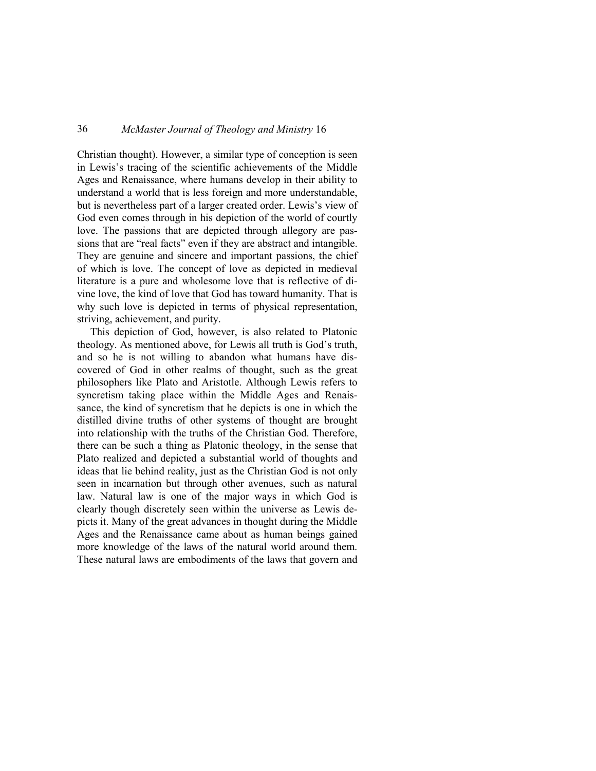Christian thought). However, a similar type of conception is seen in Lewis's tracing of the scientific achievements of the Middle Ages and Renaissance, where humans develop in their ability to understand a world that is less foreign and more understandable, but is nevertheless part of a larger created order. Lewis's view of God even comes through in his depiction of the world of courtly love. The passions that are depicted through allegory are passions that are "real facts" even if they are abstract and intangible. They are genuine and sincere and important passions, the chief of which is love. The concept of love as depicted in medieval literature is a pure and wholesome love that is reflective of divine love, the kind of love that God has toward humanity. That is why such love is depicted in terms of physical representation, striving, achievement, and purity.

This depiction of God, however, is also related to Platonic theology. As mentioned above, for Lewis all truth is God's truth, and so he is not willing to abandon what humans have discovered of God in other realms of thought, such as the great philosophers like Plato and Aristotle. Although Lewis refers to syncretism taking place within the Middle Ages and Renaissance, the kind of syncretism that he depicts is one in which the distilled divine truths of other systems of thought are brought into relationship with the truths of the Christian God. Therefore, there can be such a thing as Platonic theology, in the sense that Plato realized and depicted a substantial world of thoughts and ideas that lie behind reality, just as the Christian God is not only seen in incarnation but through other avenues, such as natural law. Natural law is one of the major ways in which God is clearly though discretely seen within the universe as Lewis depicts it. Many of the great advances in thought during the Middle Ages and the Renaissance came about as human beings gained more knowledge of the laws of the natural world around them. These natural laws are embodiments of the laws that govern and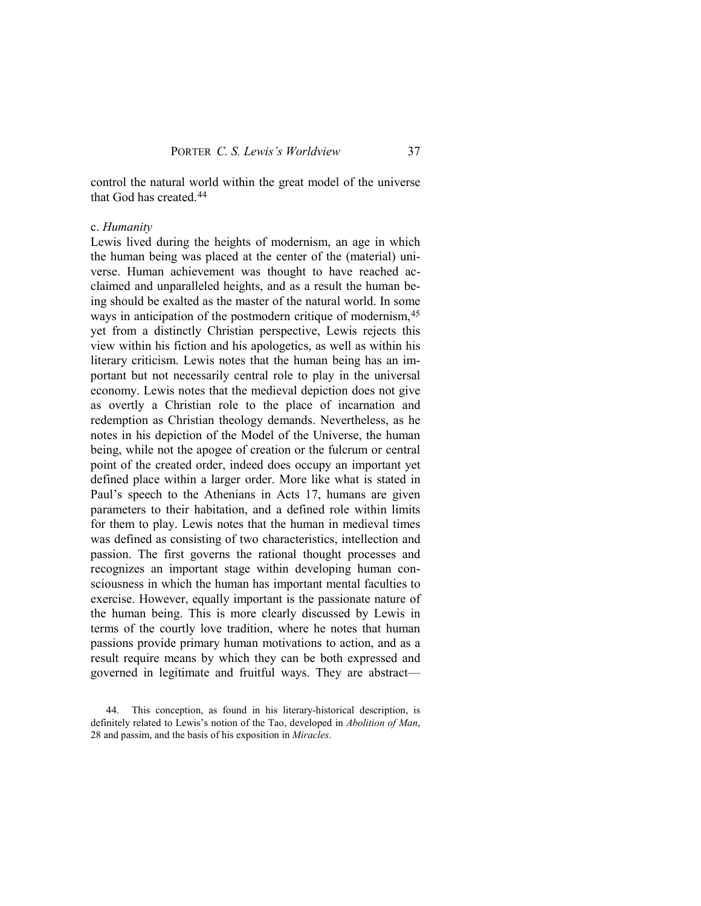control the natural world within the great model of the universe that God has created.[44]

c. *Humanity*

Lewis lived during the heights of modernism, an age in which the human being was placed at the center of the (material) universe. Human achievement was thought to have reached acclaimed and unparalleled heights, and as a result the human being should be exalted as the master of the natural world. In some ways in anticipation of the postmodern critique of modernism,[45] yet from a distinctly Christian perspective, Lewis rejects this view within his fiction and his apologetics, as well as within his literary criticism. Lewis notes that the human being has an important but not necessarily central role to play in the universal economy. Lewis notes that the medieval depiction does not give as overtly a Christian role to the place of incarnation and redemption as Christian theology demands. Nevertheless, as he notes in his depiction of the Model of the Universe, the human being, while not the apogee of creation or the fulcrum or central point of the created order, indeed does occupy an important yet defined place within a larger order. More like what is stated in Paul's speech to the Athenians in Acts 17, humans are given parameters to their habitation, and a defined role within limits for them to play. Lewis notes that the human in medieval times was defined as consisting of two characteristics, intellection and passion. The first governs the rational thought processes and recognizes an important stage within developing human consciousness in which the human has important mental faculties to exercise. However, equally important is the passionate nature of the human being. This is more clearly discussed by Lewis in terms of the courtly love tradition, where he notes that human passions provide primary human motivations to action, and as a result require means by which they can be both expressed and governed in legitimate and fruitful ways. They are abstract—

44. This conception, as found in his literary-historical description, is definitely related to Lewis's notion of the Tao, developed in *Abolition of Man*, 28 and passim, and the basis of his exposition in *Miracles*.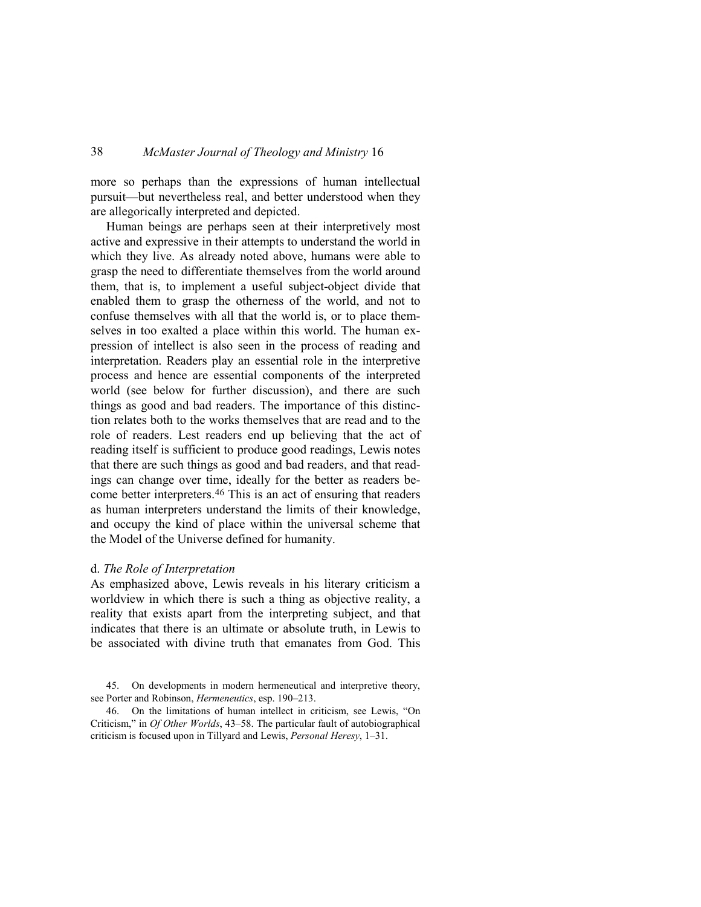more so perhaps than the expressions of human intellectual pursuit—but nevertheless real, and better understood when they are allegorically interpreted and depicted.

Human beings are perhaps seen at their interpretively most active and expressive in their attempts to understand the world in which they live. As already noted above, humans were able to grasp the need to differentiate themselves from the world around them, that is, to implement a useful subject-object divide that enabled them to grasp the otherness of the world, and not to confuse themselves with all that the world is, or to place themselves in too exalted a place within this world. The human expression of intellect is also seen in the process of reading and interpretation. Readers play an essential role in the interpretive process and hence are essential components of the interpreted world (see below for further discussion), and there are such things as good and bad readers. The importance of this distinction relates both to the works themselves that are read and to the role of readers. Lest readers end up believing that the act of reading itself is sufficient to produce good readings, Lewis notes that there are such things as good and bad readers, and that readings can change over time, ideally for the better as readers become better interpreters.[46] This is an act of ensuring that readers as human interpreters understand the limits of their knowledge, and occupy the kind of place within the universal scheme that the Model of the Universe defined for humanity.

### d. *The Role of Interpretation*

As emphasized above, Lewis reveals in his literary criticism a worldview in which there is such a thing as objective reality, a reality that exists apart from the interpreting subject, and that indicates that there is an ultimate or absolute truth, in Lewis to be associated with divine truth that emanates from God. This

45. On developments in modern hermeneutical and interpretive theory, see Porter and Robinson, *Hermeneutics*, esp. 190–213.

46. On the limitations of human intellect in criticism, see Lewis, "On Criticism," in *Of Other Worlds*, 43–58. The particular fault of autobiographical criticism is focused upon in Tillyard and Lewis, *Personal Heresy*, 1–31.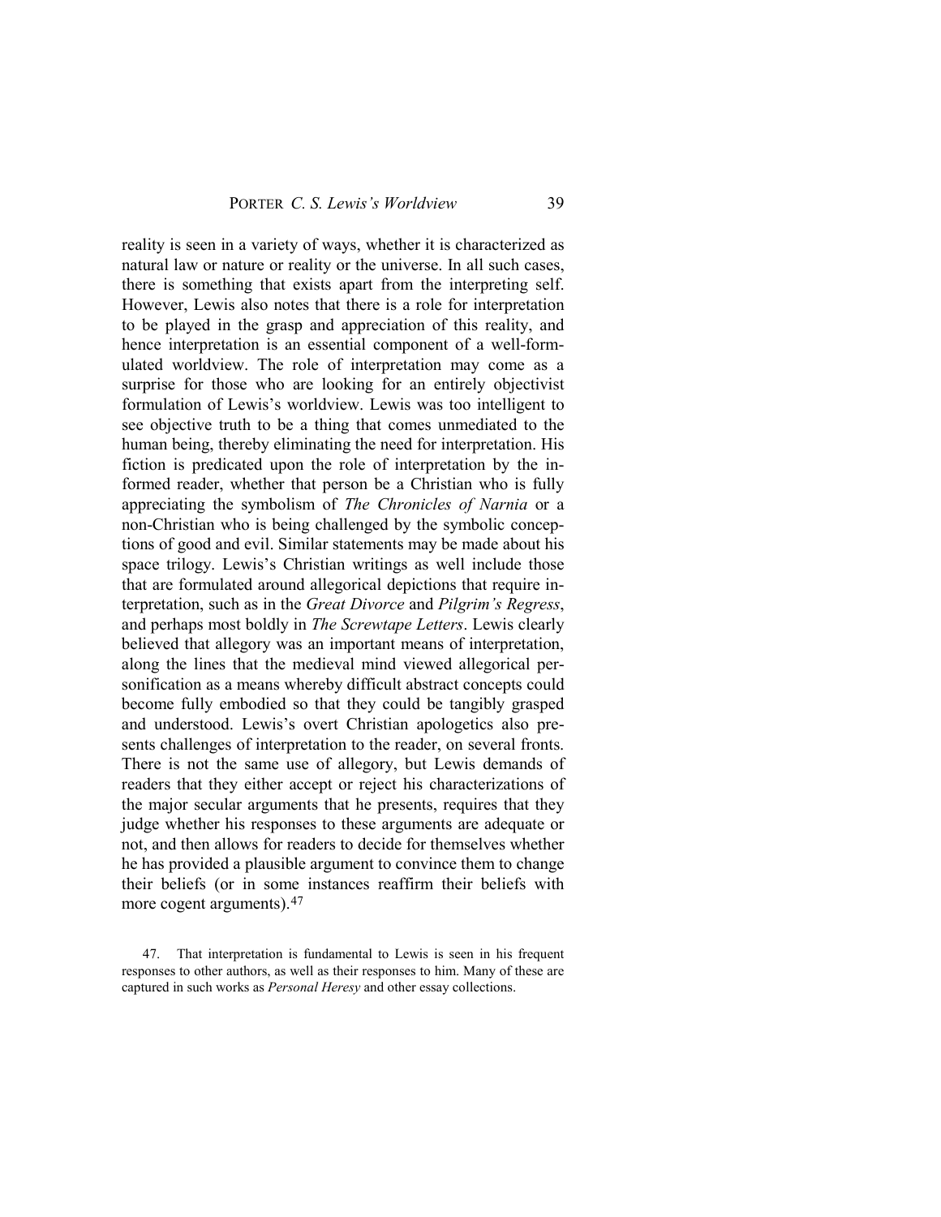reality is seen in a variety of ways, whether it is characterized as natural law or nature or reality or the universe. In all such cases, there is something that exists apart from the interpreting self. However, Lewis also notes that there is a role for interpretation to be played in the grasp and appreciation of this reality, and hence interpretation is an essential component of a well-formulated worldview. The role of interpretation may come as a surprise for those who are looking for an entirely objectivist formulation of Lewis's worldview. Lewis was too intelligent to see objective truth to be a thing that comes unmediated to the human being, thereby eliminating the need for interpretation. His fiction is predicated upon the role of interpretation by the informed reader, whether that person be a Christian who is fully appreciating the symbolism of *The Chronicles of Narnia* or a non-Christian who is being challenged by the symbolic conceptions of good and evil. Similar statements may be made about his space trilogy. Lewis's Christian writings as well include those that are formulated around allegorical depictions that require interpretation, such as in the *Great Divorce* and *Pilgrim's Regress*, and perhaps most boldly in *The Screwtape Letters*. Lewis clearly believed that allegory was an important means of interpretation, along the lines that the medieval mind viewed allegorical personification as a means whereby difficult abstract concepts could become fully embodied so that they could be tangibly grasped and understood. Lewis's overt Christian apologetics also presents challenges of interpretation to the reader, on several fronts. There is not the same use of allegory, but Lewis demands of readers that they either accept or reject his characterizations of the major secular arguments that he presents, requires that they judge whether his responses to these arguments are adequate or not, and then allows for readers to decide for themselves whether he has provided a plausible argument to convince them to change their beliefs (or in some instances reaffirm their beliefs with more cogent arguments).[47]

47. That interpretation is fundamental to Lewis is seen in his frequent responses to other authors, as well as their responses to him. Many of these are captured in such works as *Personal Heresy* and other essay collections.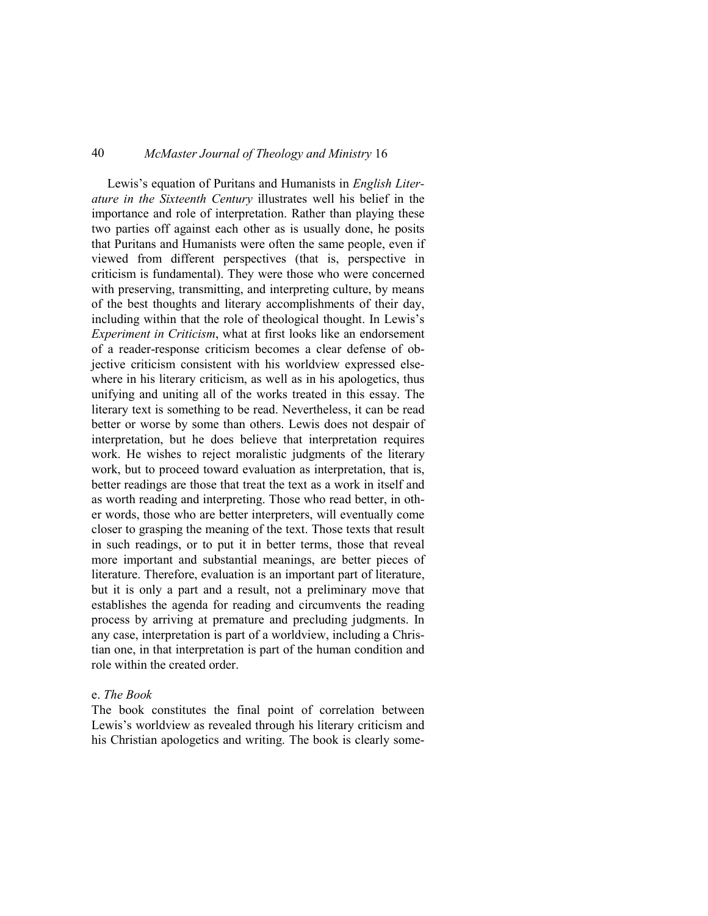Lewis's equation of Puritans and Humanists in *English Literature in the Sixteenth Century* illustrates well his belief in the importance and role of interpretation. Rather than playing these two parties off against each other as is usually done, he posits that Puritans and Humanists were often the same people, even if viewed from different perspectives (that is, perspective in criticism is fundamental). They were those who were concerned with preserving, transmitting, and interpreting culture, by means of the best thoughts and literary accomplishments of their day, including within that the role of theological thought. In Lewis's *Experiment in Criticism*, what at first looks like an endorsement of a reader-response criticism becomes a clear defense of objective criticism consistent with his worldview expressed elsewhere in his literary criticism, as well as in his apologetics, thus unifying and uniting all of the works treated in this essay. The literary text is something to be read. Nevertheless, it can be read better or worse by some than others. Lewis does not despair of interpretation, but he does believe that interpretation requires work. He wishes to reject moralistic judgments of the literary work, but to proceed toward evaluation as interpretation, that is, better readings are those that treat the text as a work in itself and as worth reading and interpreting. Those who read better, in other words, those who are better interpreters, will eventually come closer to grasping the meaning of the text. Those texts that result in such readings, or to put it in better terms, those that reveal more important and substantial meanings, are better pieces of literature. Therefore, evaluation is an important part of literature, but it is only a part and a result, not a preliminary move that establishes the agenda for reading and circumvents the reading process by arriving at premature and precluding judgments. In any case, interpretation is part of a worldview, including a Christian one, in that interpretation is part of the human condition and role within the created order.

e. *The Book*

The book constitutes the final point of correlation between Lewis's worldview as revealed through his literary criticism and his Christian apologetics and writing. The book is clearly some-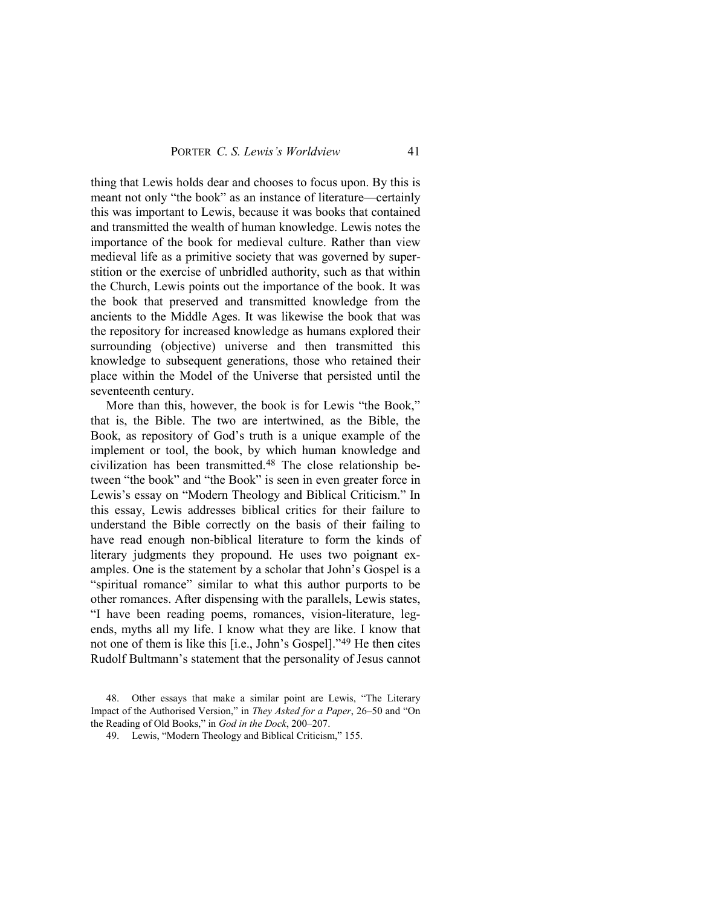thing that Lewis holds dear and chooses to focus upon. By this is meant not only "the book" as an instance of literature—certainly this was important to Lewis, because it was books that contained and transmitted the wealth of human knowledge. Lewis notes the importance of the book for medieval culture. Rather than view medieval life as a primitive society that was governed by superstition or the exercise of unbridled authority, such as that within the Church, Lewis points out the importance of the book. It was the book that preserved and transmitted knowledge from the ancients to the Middle Ages. It was likewise the book that was the repository for increased knowledge as humans explored their surrounding (objective) universe and then transmitted this knowledge to subsequent generations, those who retained their place within the Model of the Universe that persisted until the seventeenth century.

More than this, however, the book is for Lewis "the Book," that is, the Bible. The two are intertwined, as the Bible, the Book, as repository of God's truth is a unique example of the implement or tool, the book, by which human knowledge and civilization has been transmitted.[48] The close relationship between "the book" and "the Book" is seen in even greater force in Lewis's essay on "Modern Theology and Biblical Criticism." In this essay, Lewis addresses biblical critics for their failure to understand the Bible correctly on the basis of their failing to have read enough non-biblical literature to form the kinds of literary judgments they propound. He uses two poignant examples. One is the statement by a scholar that John's Gospel is a "spiritual romance" similar to what this author purports to be other romances. After dispensing with the parallels, Lewis states, "I have been reading poems, romances, vision-literature, legends, myths all my life. I know what they are like. I know that not one of them is like this [i.e., John's Gospel]."[49] He then cites Rudolf Bultmann's statement that the personality of Jesus cannot

48. Other essays that make a similar point are Lewis, "The Literary Impact of the Authorised Version," in *They Asked for a Paper*, 26–50 and "On the Reading of Old Books," in *God in the Dock*, 200–207.

49. Lewis, "Modern Theology and Biblical Criticism," 155.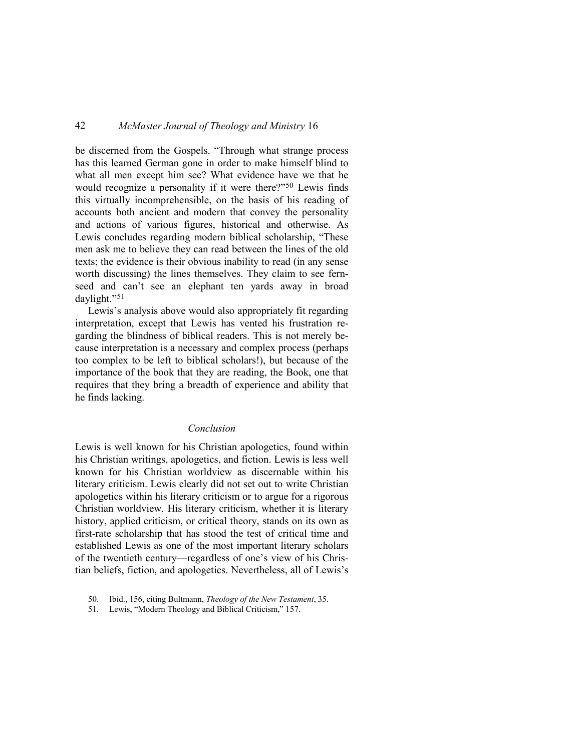be discerned from the Gospels. "Through what strange process has this learned German gone in order to make himself blind to what all men except him see? What evidence have we that he would recognize a personality if it were there?"[50] Lewis finds this virtually incomprehensible, on the basis of his reading of accounts both ancient and modern that convey the personality and actions of various figures, historical and otherwise. As Lewis concludes regarding modern biblical scholarship, "These men ask me to believe they can read between the lines of the old texts; the evidence is their obvious inability to read (in any sense worth discussing) the lines themselves. They claim to see fern-seed and can't see an elephant ten yards away in broad daylight."[51]

Lewis's analysis above would also appropriately fit regarding interpretation, except that Lewis has vented his frustration regarding the blindness of biblical readers. This is not merely because interpretation is a necessary and complex process (perhaps too complex to be left to biblical scholars!), but because of the importance of the book that they are reading, the Book, one that requires that they bring a breadth of experience and ability that he finds lacking.

## *Conclusion*

Lewis is well known for his Christian apologetics, found within his Christian writings, apologetics, and fiction. Lewis is less well known for his Christian worldview as discernable within his literary criticism. Lewis clearly did not set out to write Christian apologetics within his literary criticism or to argue for a rigorous Christian worldview. His literary criticism, whether it is literary history, applied criticism, or critical theory, stands on its own as first-rate scholarship that has stood the test of critical time and established Lewis as one of the most important literary scholars of the twentieth century—regardless of one's view of his Christian beliefs, fiction, and apologetics. Nevertheless, all of Lewis's

50. Ibid., 156, citing Bultmann, *Theology of the New Testament*, 35.

51. Lewis, "Modern Theology and Biblical Criticism," 157.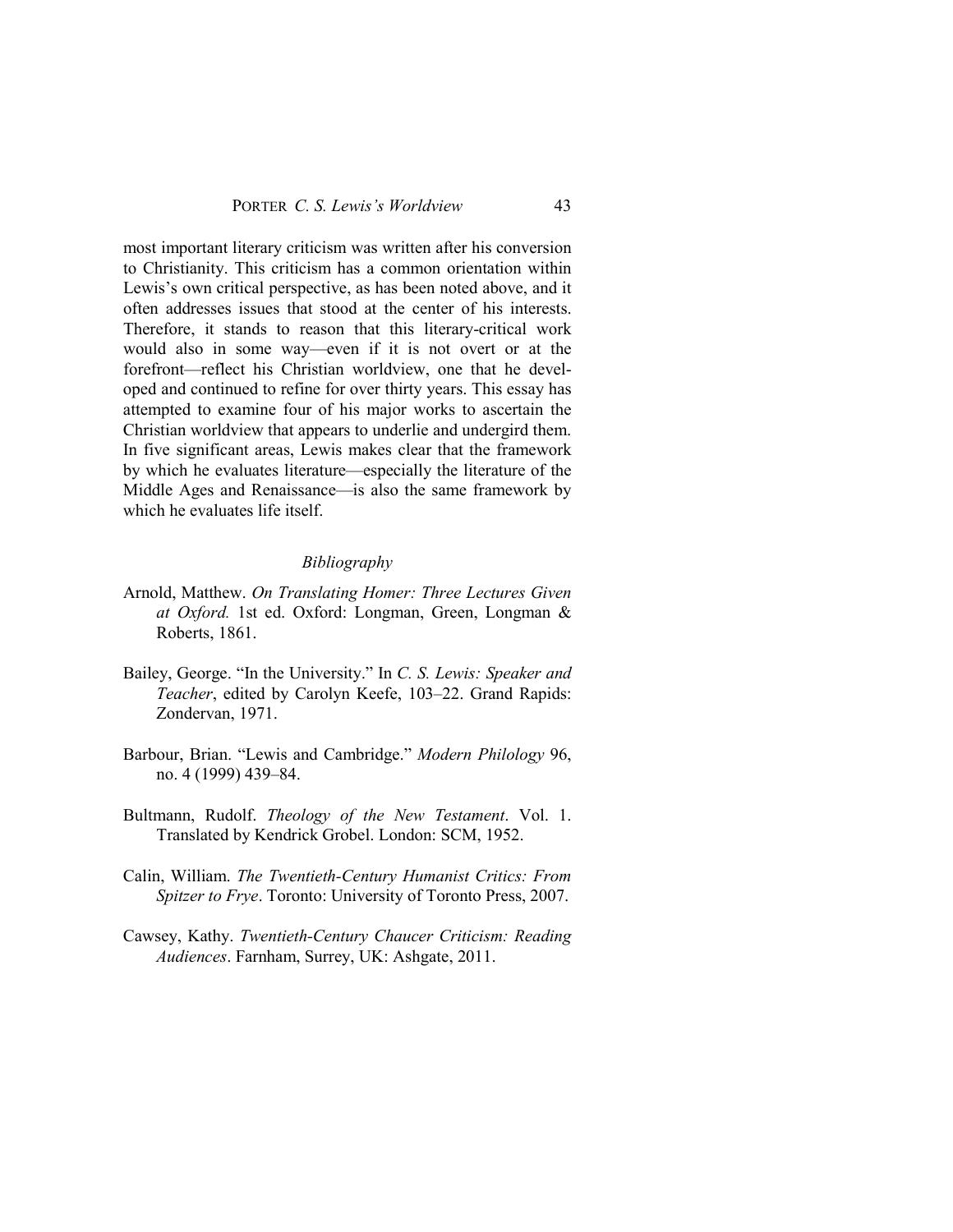most important literary criticism was written after his conversion to Christianity. This criticism has a common orientation within Lewis's own critical perspective, as has been noted above, and it often addresses issues that stood at the center of his interests. Therefore, it stands to reason that this literary-critical work would also in some way—even if it is not overt or at the forefront—reflect his Christian worldview, one that he developed and continued to refine for over thirty years. This essay has attempted to examine four of his major works to ascertain the Christian worldview that appears to underlie and undergird them. In five significant areas, Lewis makes clear that the framework by which he evaluates literature—especially the literature of the Middle Ages and Renaissance—is also the same framework by which he evaluates life itself.

## *Bibliography*

Arnold, Matthew. *On Translating Homer: Three Lectures Given at Oxford.* 1st ed. Oxford: Longman, Green, Longman & Roberts, 1861.

Bailey, George. "In the University." In *C. S. Lewis: Speaker and Teacher*, edited by Carolyn Keefe, 103–22. Grand Rapids: Zondervan, 1971.

Barbour, Brian. "Lewis and Cambridge." *Modern Philology* 96, no. 4 (1999) 439–84.

Bultmann, Rudolf. *Theology of the New Testament*. Vol. 1. Translated by Kendrick Grobel. London: SCM, 1952.

Calin, William. *The Twentieth-Century Humanist Critics: From Spitzer to Frye*. Toronto: University of Toronto Press, 2007.

Cawsey, Kathy. *Twentieth-Century Chaucer Criticism: Reading Audiences*. Farnham, Surrey, UK: Ashgate, 2011.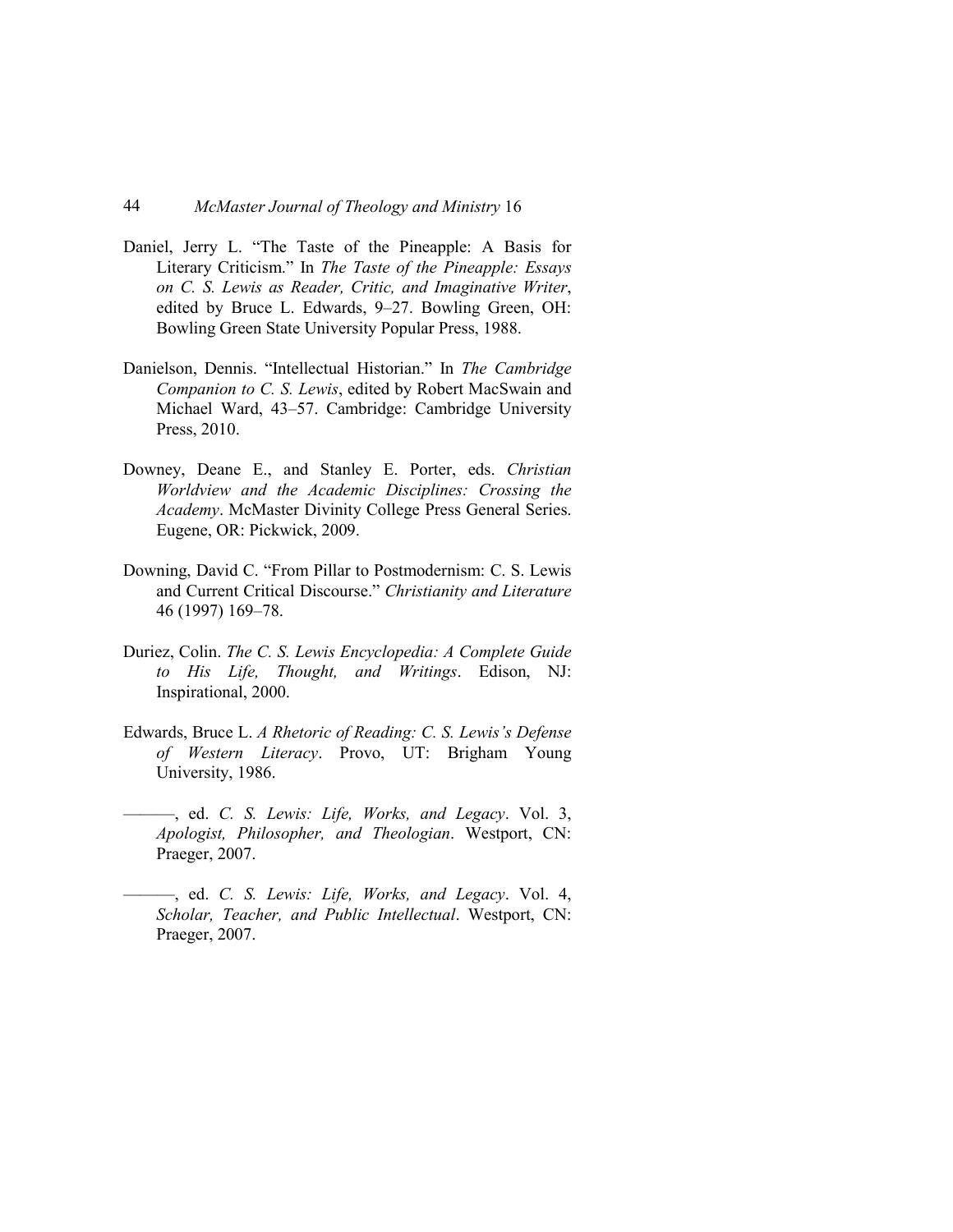Daniel, Jerry L. "The Taste of the Pineapple: A Basis for Literary Criticism." In *The Taste of the Pineapple: Essays on C. S. Lewis as Reader, Critic, and Imaginative Writer*, edited by Bruce L. Edwards, 9–27. Bowling Green, OH: Bowling Green State University Popular Press, 1988.

Danielson, Dennis. "Intellectual Historian." In *The Cambridge Companion to C. S. Lewis*, edited by Robert MacSwain and Michael Ward, 43–57. Cambridge: Cambridge University Press, 2010.

Downey, Deane E., and Stanley E. Porter, eds. *Christian Worldview and the Academic Disciplines: Crossing the Academy*. McMaster Divinity College Press General Series. Eugene, OR: Pickwick, 2009.

Downing, David C. "From Pillar to Postmodernism: C. S. Lewis and Current Critical Discourse." *Christianity and Literature* 46 (1997) 169–78.

Duriez, Colin. *The C. S. Lewis Encyclopedia: A Complete Guide to His Life, Thought, and Writings*. Edison, NJ: Inspirational, 2000.

Edwards, Bruce L. *A Rhetoric of Reading: C. S. Lewis's Defense of Western Literacy*. Provo, UT: Brigham Young University, 1986.

———, ed. *C. S. Lewis: Life, Works, and Legacy*. Vol. 3, *Apologist, Philosopher, and Theologian*. Westport, CN: Praeger, 2007.

———, ed. *C. S. Lewis: Life, Works, and Legacy*. Vol. 4, *Scholar, Teacher, and Public Intellectual*. Westport, CN: Praeger, 2007.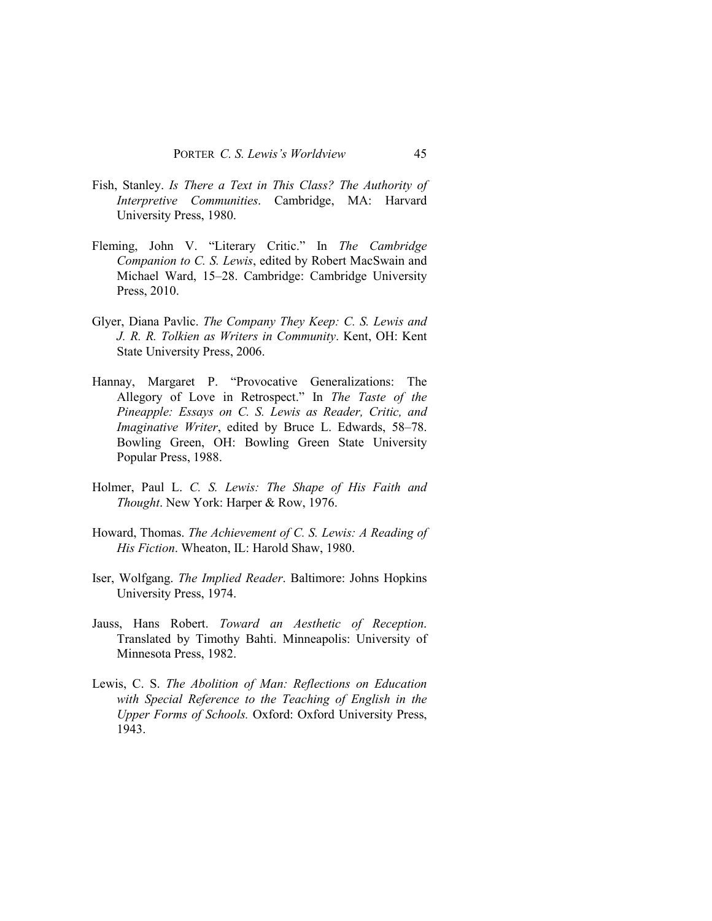Fish, Stanley. *Is There a Text in This Class? The Authority of Interpretive Communities*. Cambridge, MA: Harvard University Press, 1980.

Fleming, John V. "Literary Critic." In *The Cambridge Companion to C. S. Lewis*, edited by Robert MacSwain and Michael Ward, 15–28. Cambridge: Cambridge University Press, 2010.

Glyer, Diana Pavlic. *The Company They Keep: C. S. Lewis and J. R. R. Tolkien as Writers in Community*. Kent, OH: Kent State University Press, 2006.

Hannay, Margaret P. "Provocative Generalizations: The Allegory of Love in Retrospect." In *The Taste of the Pineapple: Essays on C. S. Lewis as Reader, Critic, and Imaginative Writer*, edited by Bruce L. Edwards, 58–78. Bowling Green, OH: Bowling Green State University Popular Press, 1988.

Holmer, Paul L. *C. S. Lewis: The Shape of His Faith and Thought*. New York: Harper & Row, 1976.

Howard, Thomas. *The Achievement of C. S. Lewis: A Reading of His Fiction*. Wheaton, IL: Harold Shaw, 1980.

Iser, Wolfgang. *The Implied Reader*. Baltimore: Johns Hopkins University Press, 1974.

Jauss, Hans Robert. *Toward an Aesthetic of Reception*. Translated by Timothy Bahti. Minneapolis: University of Minnesota Press, 1982.

Lewis, C. S. *The Abolition of Man: Reflections on Education with Special Reference to the Teaching of English in the Upper Forms of Schools.* Oxford: Oxford University Press, 1943.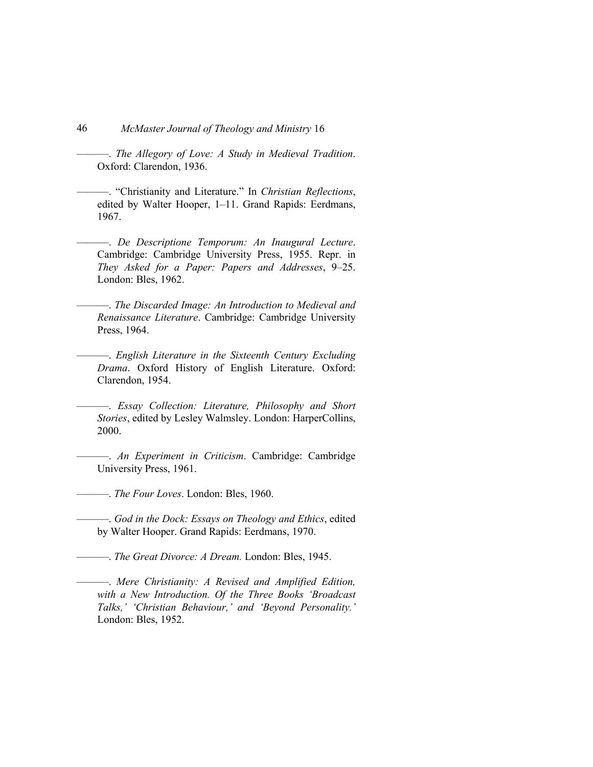———. *The Allegory of Love: A Study in Medieval Tradition*. Oxford: Clarendon, 1936.

———. "Christianity and Literature." In *Christian Reflections*, edited by Walter Hooper, 1–11. Grand Rapids: Eerdmans, 1967.

———. *De Descriptione Temporum: An Inaugural Lecture*. Cambridge: Cambridge University Press, 1955. Repr. in *They Asked for a Paper: Papers and Addresses*, 9–25. London: Bles, 1962.

———. *The Discarded Image: An Introduction to Medieval and Renaissance Literature*. Cambridge: Cambridge University Press, 1964.

———. *English Literature in the Sixteenth Century Excluding Drama*. Oxford History of English Literature. Oxford: Clarendon, 1954.

———. *Essay Collection: Literature, Philosophy and Short Stories*, edited by Lesley Walmsley. London: HarperCollins, 2000.

———. *An Experiment in Criticism*. Cambridge: Cambridge University Press, 1961.

———. *The Four Loves*. London: Bles, 1960.

———. *God in the Dock: Essays on Theology and Ethics*, edited by Walter Hooper. Grand Rapids: Eerdmans, 1970.

———. *The Great Divorce: A Dream.* London: Bles, 1945.

———. *Mere Christianity: A Revised and Amplified Edition, with a New Introduction. Of the Three Books 'Broadcast Talks,' 'Christian Behaviour,' and 'Beyond Personality.'* London: Bles, 1952.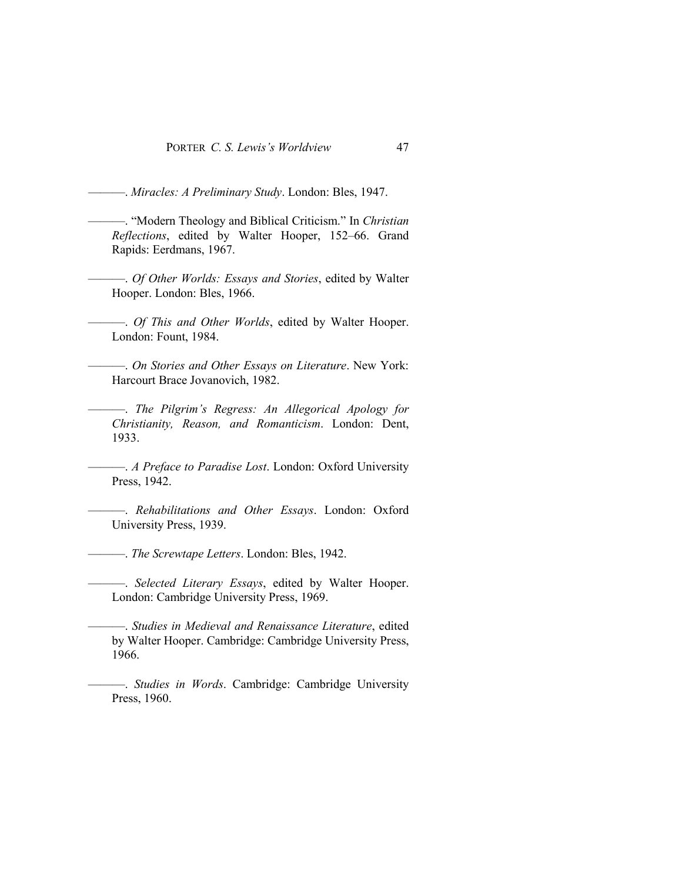———. *Miracles: A Preliminary Study*. London: Bles, 1947.

———. “Modern Theology and Biblical Criticism.” In *Christian Reflections*, edited by Walter Hooper, 152–66. Grand Rapids: Eerdmans, 1967.

———. *Of Other Worlds: Essays and Stories*, edited by Walter Hooper. London: Bles, 1966.

———. *Of This and Other Worlds*, edited by Walter Hooper. London: Fount, 1984.

———. *On Stories and Other Essays on Literature*. New York: Harcourt Brace Jovanovich, 1982.

———. *The Pilgrim’s Regress: An Allegorical Apology for Christianity, Reason, and Romanticism*. London: Dent, 1933.

———. *A Preface to Paradise Lost*. London: Oxford University Press, 1942.

———. *Rehabilitations and Other Essays*. London: Oxford University Press, 1939.

———. *The Screwtape Letters*. London: Bles, 1942.

———. *Selected Literary Essays*, edited by Walter Hooper. London: Cambridge University Press, 1969.

———. *Studies in Medieval and Renaissance Literature*, edited by Walter Hooper. Cambridge: Cambridge University Press, 1966.

———. *Studies in Words*. Cambridge: Cambridge University Press, 1960.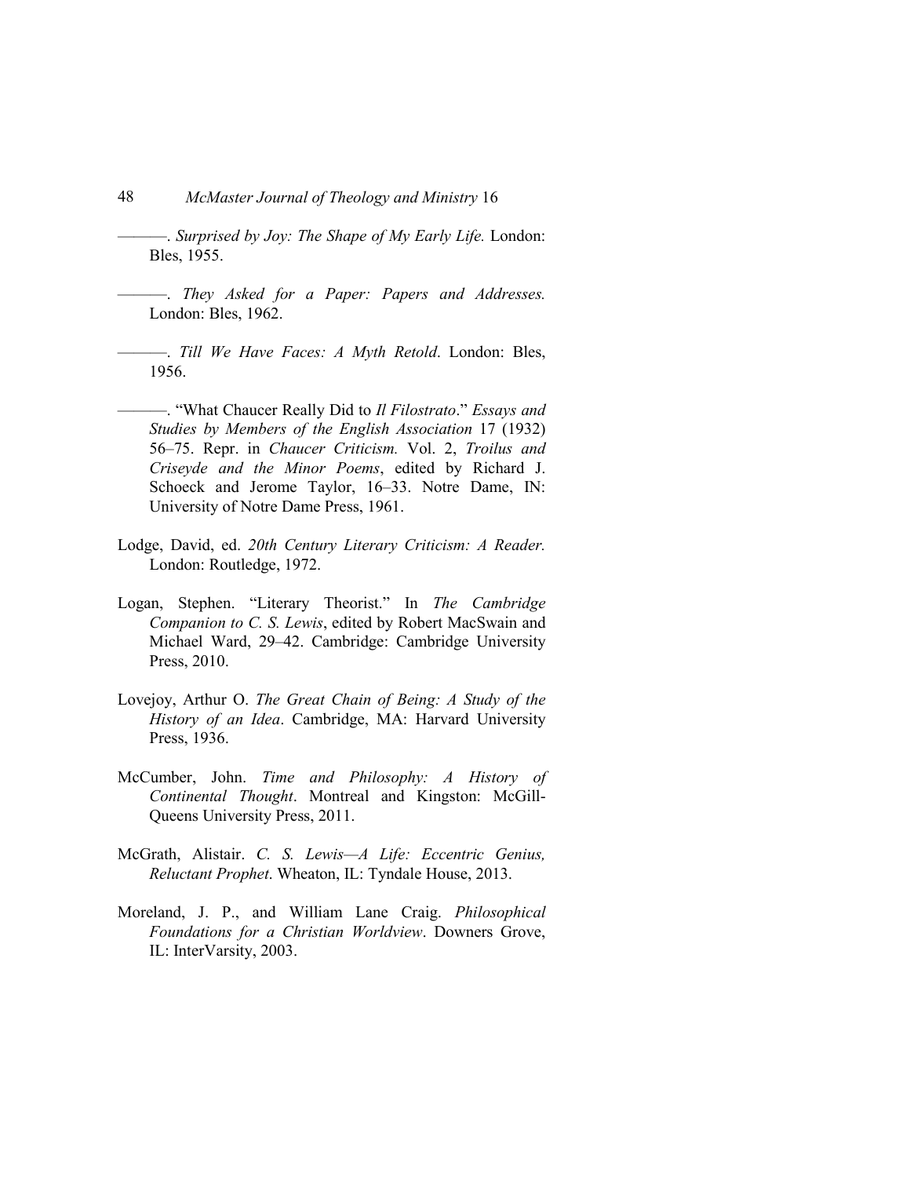———. *Surprised by Joy: The Shape of My Early Life.* London: Bles, 1955.

———. *They Asked for a Paper: Papers and Addresses.* London: Bles, 1962.

———. *Till We Have Faces: A Myth Retold*. London: Bles, 1956.

———. "What Chaucer Really Did to *Il Filostrato*." *Essays and Studies by Members of the English Association* 17 (1932) 56–75. Repr. in *Chaucer Criticism.* Vol. 2, *Troilus and Criseyde and the Minor Poems*, edited by Richard J. Schoeck and Jerome Taylor, 16–33. Notre Dame, IN: University of Notre Dame Press, 1961.

Lodge, David, ed. *20th Century Literary Criticism: A Reader.* London: Routledge, 1972.

Logan, Stephen. "Literary Theorist." In *The Cambridge Companion to C. S. Lewis*, edited by Robert MacSwain and Michael Ward, 29–42. Cambridge: Cambridge University Press, 2010.

Lovejoy, Arthur O. *The Great Chain of Being: A Study of the History of an Idea*. Cambridge, MA: Harvard University Press, 1936.

McCumber, John. *Time and Philosophy: A History of Continental Thought*. Montreal and Kingston: McGill-Queens University Press, 2011.

McGrath, Alistair. *C. S. Lewis—A Life: Eccentric Genius, Reluctant Prophet*. Wheaton, IL: Tyndale House, 2013.

Moreland, J. P., and William Lane Craig. *Philosophical Foundations for a Christian Worldview*. Downers Grove, IL: InterVarsity, 2003.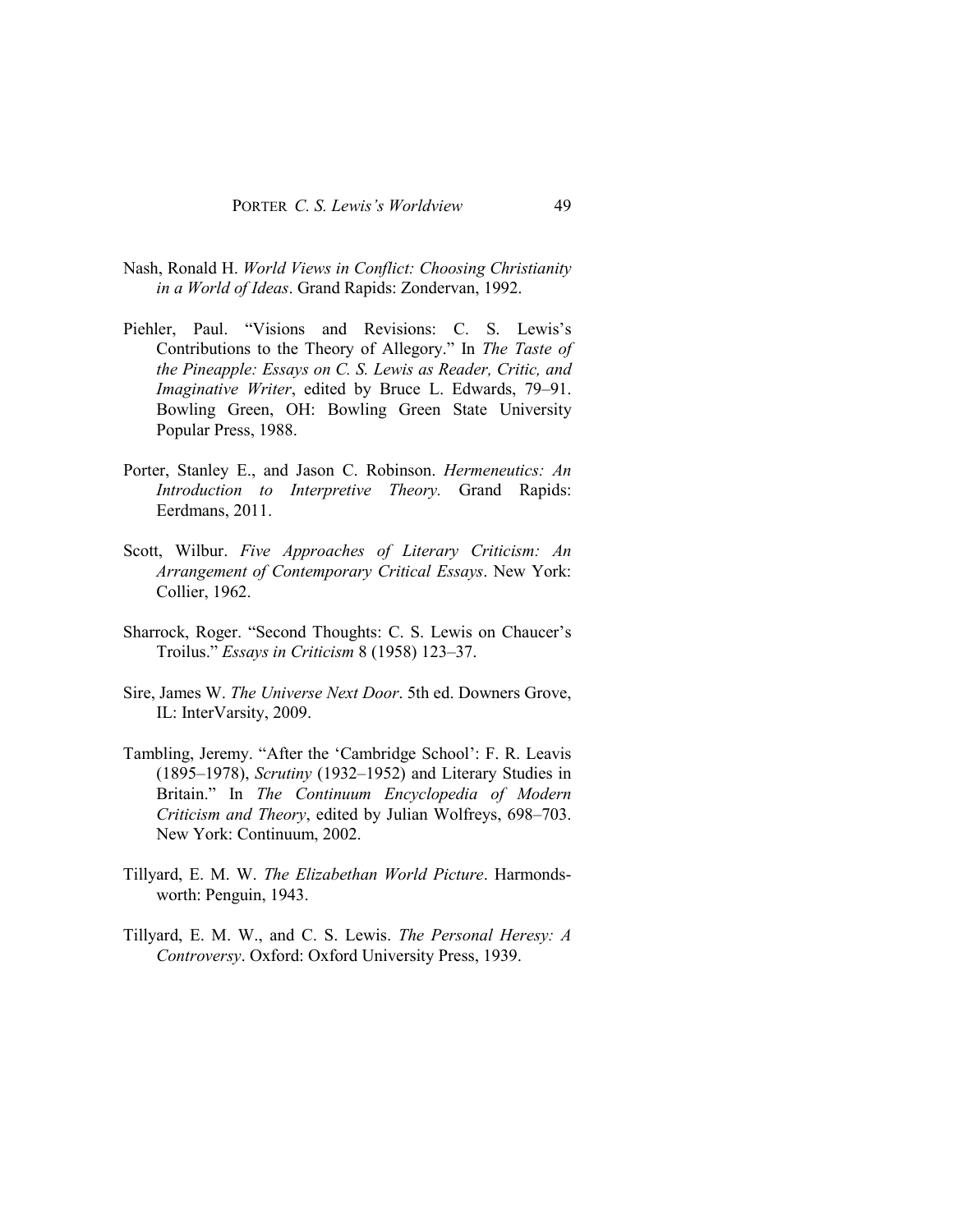Nash, Ronald H. *World Views in Conflict: Choosing Christianity in a World of Ideas*. Grand Rapids: Zondervan, 1992.

Piehler, Paul. "Visions and Revisions: C. S. Lewis's Contributions to the Theory of Allegory." In *The Taste of the Pineapple: Essays on C. S. Lewis as Reader, Critic, and Imaginative Writer*, edited by Bruce L. Edwards, 79–91. Bowling Green, OH: Bowling Green State University Popular Press, 1988.

Porter, Stanley E., and Jason C. Robinson. *Hermeneutics: An Introduction to Interpretive Theory.* Grand Rapids: Eerdmans, 2011.

Scott, Wilbur. *Five Approaches of Literary Criticism: An Arrangement of Contemporary Critical Essays*. New York: Collier, 1962.

Sharrock, Roger. "Second Thoughts: C. S. Lewis on Chaucer's Troilus." *Essays in Criticism* 8 (1958) 123–37.

Sire, James W. *The Universe Next Door*. 5th ed. Downers Grove, IL: InterVarsity, 2009.

Tambling, Jeremy. "After the 'Cambridge School': F. R. Leavis (1895–1978), *Scrutiny* (1932–1952) and Literary Studies in Britain." In *The Continuum Encyclopedia of Modern Criticism and Theory*, edited by Julian Wolfreys, 698–703. New York: Continuum, 2002.

Tillyard, E. M. W. *The Elizabethan World Picture*. Harmondsworth: Penguin, 1943.

Tillyard, E. M. W., and C. S. Lewis. *The Personal Heresy: A Controversy*. Oxford: Oxford University Press, 1939.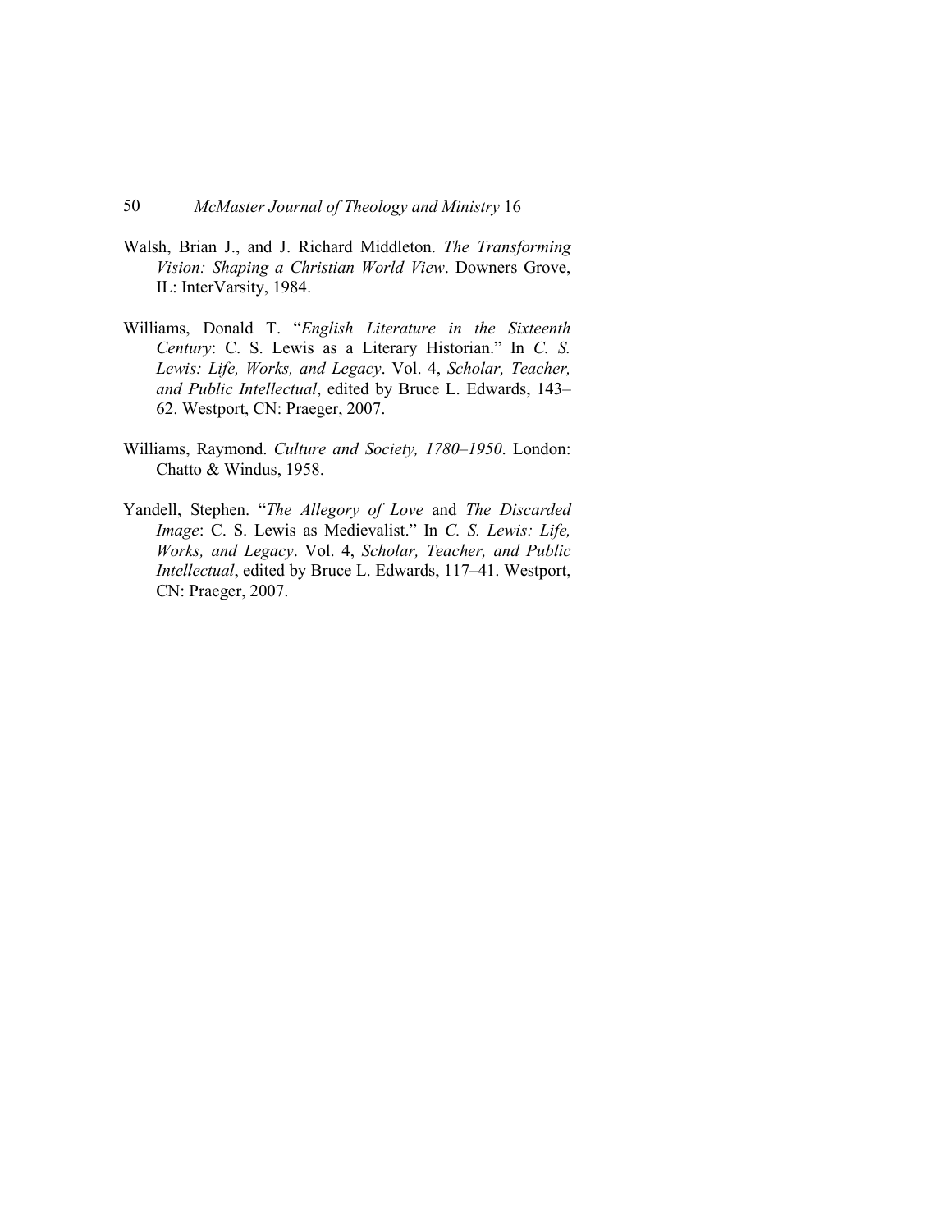Walsh, Brian J., and J. Richard Middleton. *The Transforming Vision: Shaping a Christian World View*. Downers Grove, IL: InterVarsity, 1984.

Williams, Donald T. "*English Literature in the Sixteenth Century*: C. S. Lewis as a Literary Historian." In *C. S. Lewis: Life, Works, and Legacy*. Vol. 4, *Scholar, Teacher, and Public Intellectual*, edited by Bruce L. Edwards, 143–62. Westport, CN: Praeger, 2007.

Williams, Raymond. *Culture and Society, 1780–1950*. London: Chatto & Windus, 1958.

Yandell, Stephen. "*The Allegory of Love* and *The Discarded Image*: C. S. Lewis as Medievalist." In *C. S. Lewis: Life, Works, and Legacy*. Vol. 4, *Scholar, Teacher, and Public Intellectual*, edited by Bruce L. Edwards, 117–41. Westport, CN: Praeger, 2007.